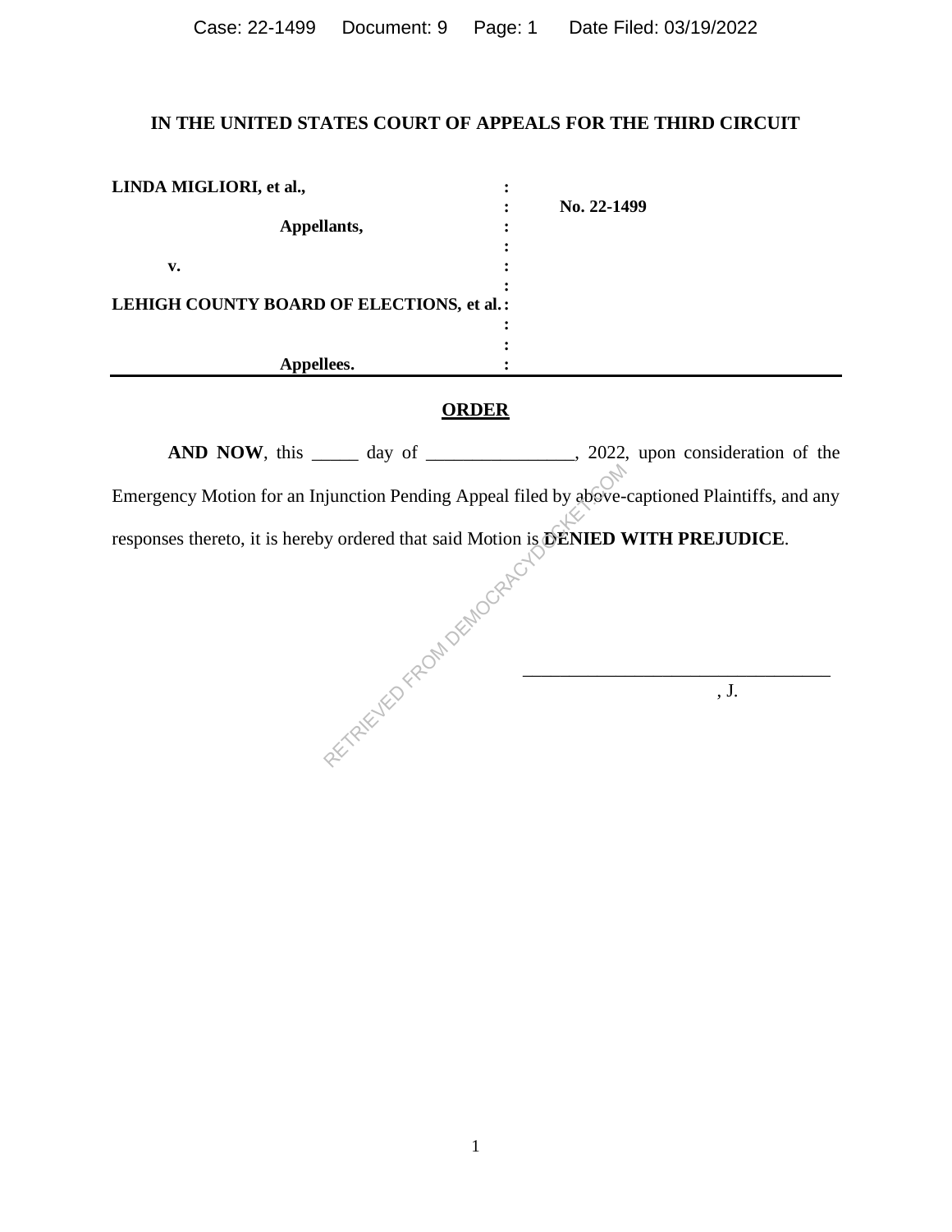# IN THE UNITED STATES COURT OF APPEALS FOR THE THIRD CIRCUIT

| | | |
|---|---|---|
| **LINDA MIGLIORI, et al.,** | : | |
| | : | **No. 22-1499** |
| **Appellants,** | : | |
| | : | |
| **v.** | : | |
| | : | |
| **LEHIGH COUNTY BOARD OF ELECTIONS, et al.** | : | |
| | : | |
| | : | |
| **Appellees.** | : | |

## ORDER

**AND NOW**, this _____ day of ________________, 2022, upon consideration of the Emergency Motion for an Injunction Pending Appeal filed by above-captioned Plaintiffs, and any responses thereto, it is hereby ordered that said Motion is **DENIED WITH PREJUDICE**.

________________________________

, J.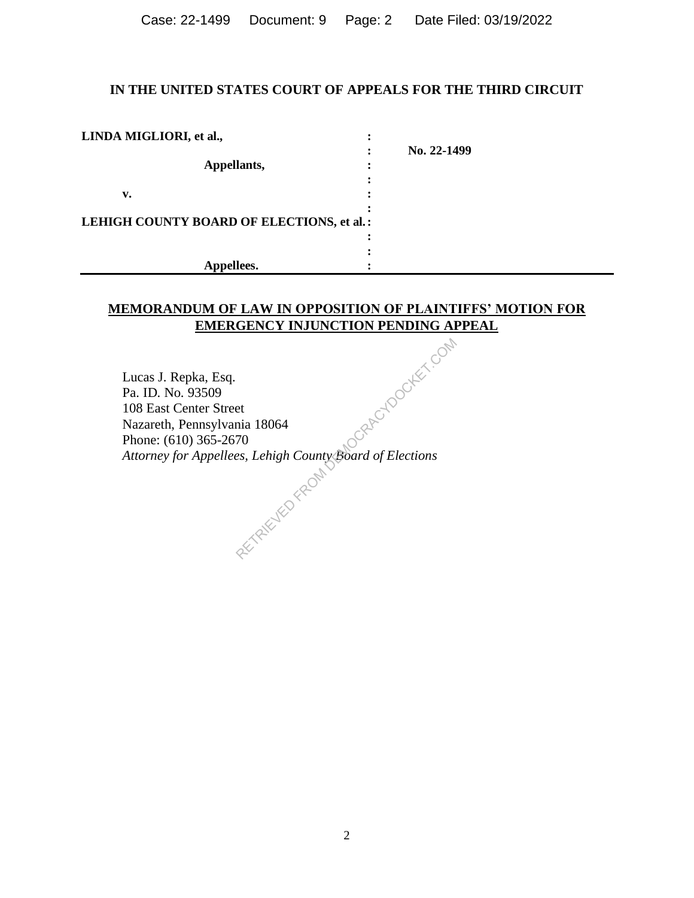**IN THE UNITED STATES COURT OF APPEALS FOR THE THIRD CIRCUIT**

| | | |
|---|---|---|
| **LINDA MIGLIORI, et al.,** | : | |
| | : | **No. 22-1499** |
| **Appellants,** | : | |
| | : | |
| **v.** | : | |
| | : | |
| **LEHIGH COUNTY BOARD OF ELECTIONS, et al.** | : | |
| | : | |
| | : | |
| **Appellees.** | : | |

**MEMORANDUM OF LAW IN OPPOSITION OF PLAINTIFFS' MOTION FOR EMERGENCY INJUNCTION PENDING APPEAL**

Lucas J. Repka, Esq.
Pa. ID. No. 93509
108 East Center Street
Nazareth, Pennsylvania 18064
Phone: (610) 365-2670
*Attorney for Appellees, Lehigh County Board of Elections*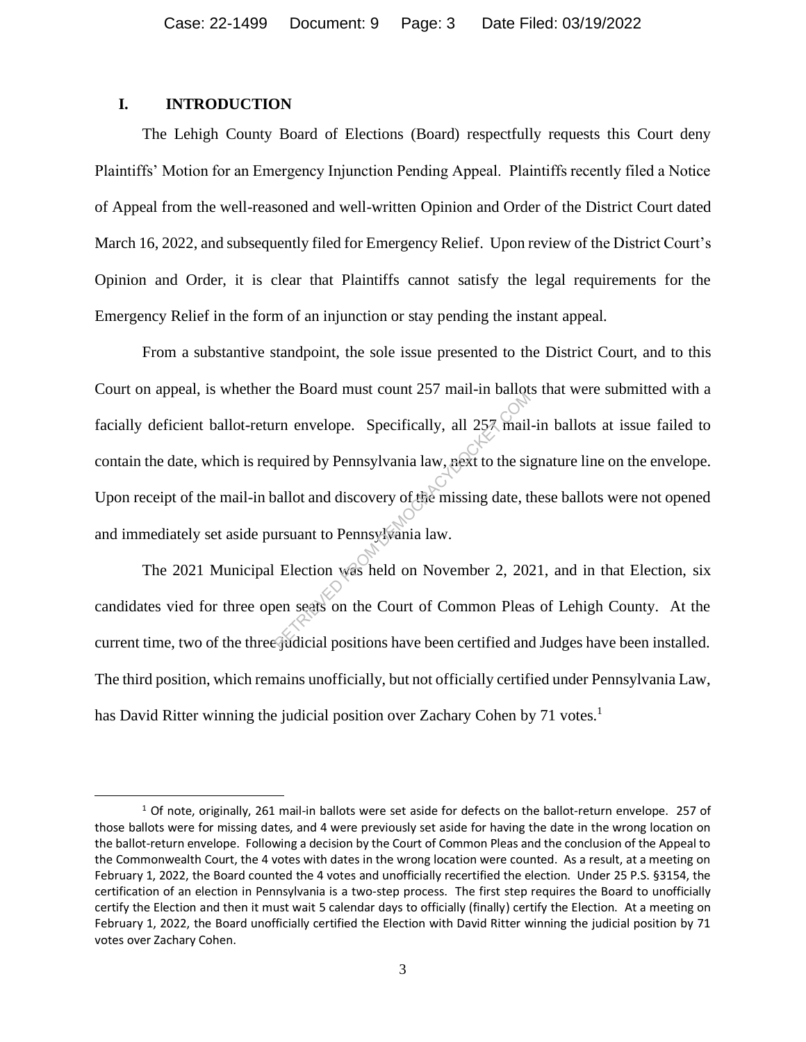## I. INTRODUCTION

The Lehigh County Board of Elections (Board) respectfully requests this Court deny Plaintiffs' Motion for an Emergency Injunction Pending Appeal. Plaintiffs recently filed a Notice of Appeal from the well-reasoned and well-written Opinion and Order of the District Court dated March 16, 2022, and subsequently filed for Emergency Relief. Upon review of the District Court's Opinion and Order, it is clear that Plaintiffs cannot satisfy the legal requirements for the Emergency Relief in the form of an injunction or stay pending the instant appeal.

From a substantive standpoint, the sole issue presented to the District Court, and to this Court on appeal, is whether the Board must count 257 mail-in ballots that were submitted with a facially deficient ballot-return envelope. Specifically, all 257 mail-in ballots at issue failed to contain the date, which is required by Pennsylvania law, next to the signature line on the envelope. Upon receipt of the mail-in ballot and discovery of the missing date, these ballots were not opened and immediately set aside pursuant to Pennsylvania law.

The 2021 Municipal Election was held on November 2, 2021, and in that Election, six candidates vied for three open seats on the Court of Common Pleas of Lehigh County. At the current time, two of the three judicial positions have been certified and Judges have been installed. The third position, which remains unofficially, but not officially certified under Pennsylvania Law, has David Ritter winning the judicial position over Zachary Cohen by 71 votes.[1]

[1] Of note, originally, 261 mail-in ballots were set aside for defects on the ballot-return envelope. 257 of those ballots were for missing dates, and 4 were previously set aside for having the date in the wrong location on the ballot-return envelope. Following a decision by the Court of Common Pleas and the conclusion of the Appeal to the Commonwealth Court, the 4 votes with dates in the wrong location were counted. As a result, at a meeting on February 1, 2022, the Board counted the 4 votes and unofficially recertified the election. Under 25 P.S. §3154, the certification of an election in Pennsylvania is a two-step process. The first step requires the Board to unofficially certify the Election and then it must wait 5 calendar days to officially (finally) certify the Election. At a meeting on February 1, 2022, the Board unofficially certified the Election with David Ritter winning the judicial position by 71 votes over Zachary Cohen.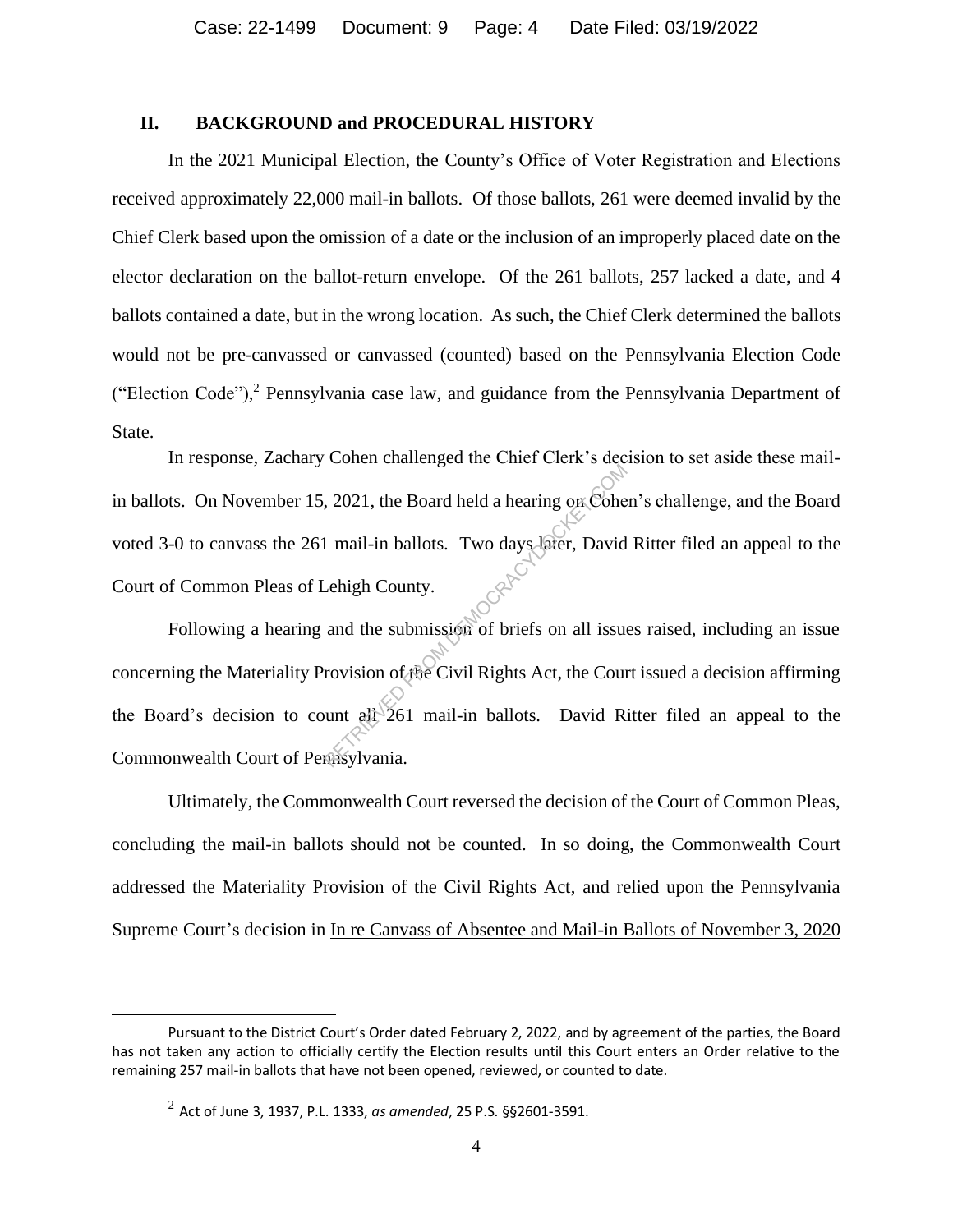## II. BACKGROUND and PROCEDURAL HISTORY

In the 2021 Municipal Election, the County's Office of Voter Registration and Elections received approximately 22,000 mail-in ballots. Of those ballots, 261 were deemed invalid by the Chief Clerk based upon the omission of a date or the inclusion of an improperly placed date on the elector declaration on the ballot-return envelope. Of the 261 ballots, 257 lacked a date, and 4 ballots contained a date, but in the wrong location. As such, the Chief Clerk determined the ballots would not be pre-canvassed or canvassed (counted) based on the Pennsylvania Election Code ("Election Code"),[2] Pennsylvania case law, and guidance from the Pennsylvania Department of State.

In response, Zachary Cohen challenged the Chief Clerk's decision to set aside these mail-in ballots. On November 15, 2021, the Board held a hearing on Cohen's challenge, and the Board voted 3-0 to canvass the 261 mail-in ballots. Two days later, David Ritter filed an appeal to the Court of Common Pleas of Lehigh County.

Following a hearing and the submission of briefs on all issues raised, including an issue concerning the Materiality Provision of the Civil Rights Act, the Court issued a decision affirming the Board's decision to count all 261 mail-in ballots. David Ritter filed an appeal to the Commonwealth Court of Pennsylvania.

Ultimately, the Commonwealth Court reversed the decision of the Court of Common Pleas, concluding the mail-in ballots should not be counted. In so doing, the Commonwealth Court addressed the Materiality Provision of the Civil Rights Act, and relied upon the Pennsylvania Supreme Court's decision in In re Canvass of Absentee and Mail-in Ballots of November 3, 2020

---

Pursuant to the District Court's Order dated February 2, 2022, and by agreement of the parties, the Board has not taken any action to officially certify the Election results until this Court enters an Order relative to the remaining 257 mail-in ballots that have not been opened, reviewed, or counted to date.

[2] Act of June 3, 1937, P.L. 1333, *as amended*, 25 P.S. §§2601-3591.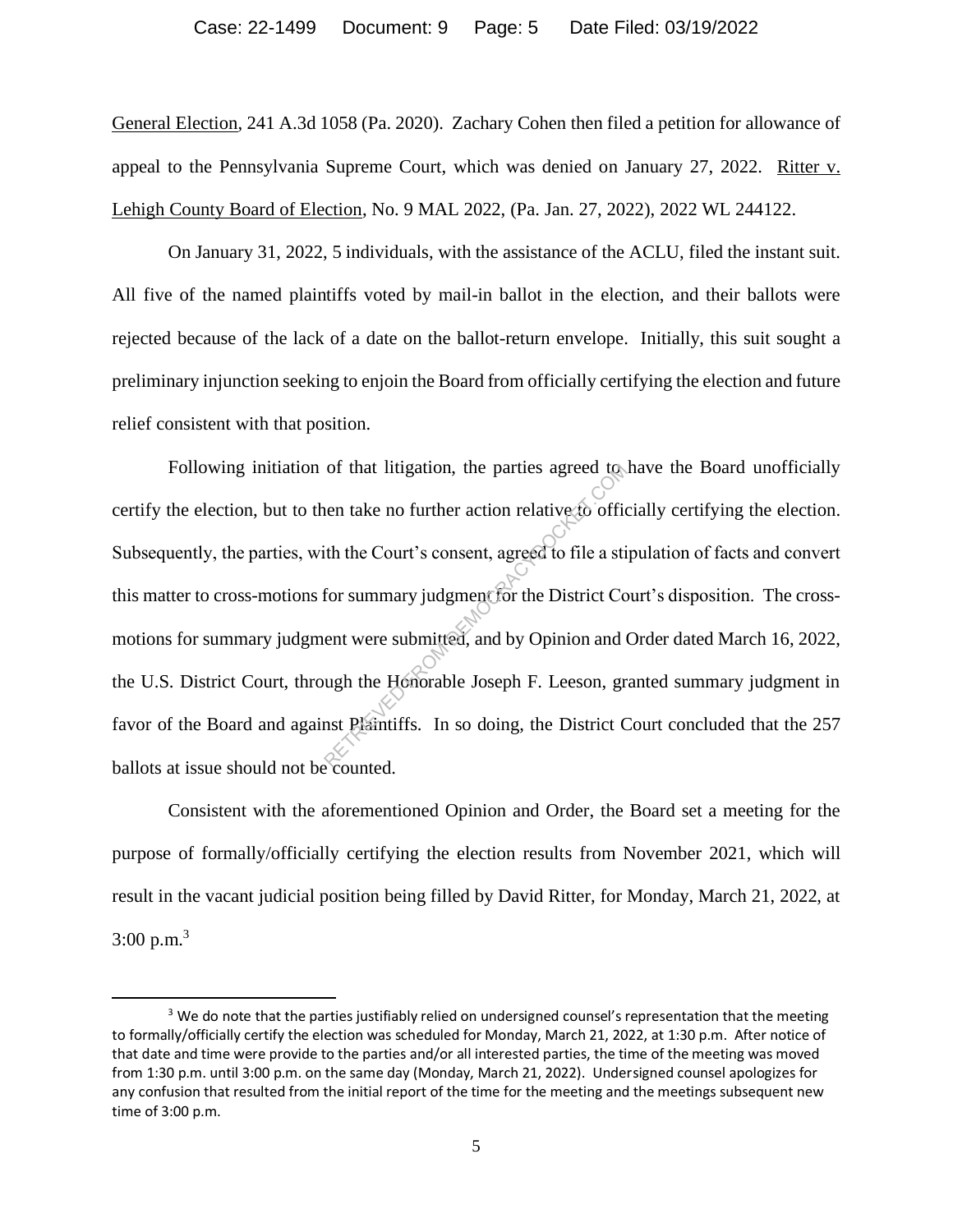General Election, 241 A.3d 1058 (Pa. 2020). Zachary Cohen then filed a petition for allowance of appeal to the Pennsylvania Supreme Court, which was denied on January 27, 2022. Ritter v. Lehigh County Board of Election, No. 9 MAL 2022, (Pa. Jan. 27, 2022), 2022 WL 244122.

On January 31, 2022, 5 individuals, with the assistance of the ACLU, filed the instant suit. All five of the named plaintiffs voted by mail-in ballot in the election, and their ballots were rejected because of the lack of a date on the ballot-return envelope. Initially, this suit sought a preliminary injunction seeking to enjoin the Board from officially certifying the election and future relief consistent with that position.

Following initiation of that litigation, the parties agreed to have the Board unofficially certify the election, but to then take no further action relative to officially certifying the election. Subsequently, the parties, with the Court's consent, agreed to file a stipulation of facts and convert this matter to cross-motions for summary judgment for the District Court's disposition. The cross-motions for summary judgment were submitted, and by Opinion and Order dated March 16, 2022, the U.S. District Court, through the Honorable Joseph F. Leeson, granted summary judgment in favor of the Board and against Plaintiffs. In so doing, the District Court concluded that the 257 ballots at issue should not be counted.

Consistent with the aforementioned Opinion and Order, the Board set a meeting for the purpose of formally/officially certifying the election results from November 2021, which will result in the vacant judicial position being filled by David Ritter, for Monday, March 21, 2022, at 3:00 p.m.[3]

[3] We do note that the parties justifiably relied on undersigned counsel's representation that the meeting to formally/officially certify the election was scheduled for Monday, March 21, 2022, at 1:30 p.m. After notice of that date and time were provide to the parties and/or all interested parties, the time of the meeting was moved from 1:30 p.m. until 3:00 p.m. on the same day (Monday, March 21, 2022). Undersigned counsel apologizes for any confusion that resulted from the initial report of the time for the meeting and the meetings subsequent new time of 3:00 p.m.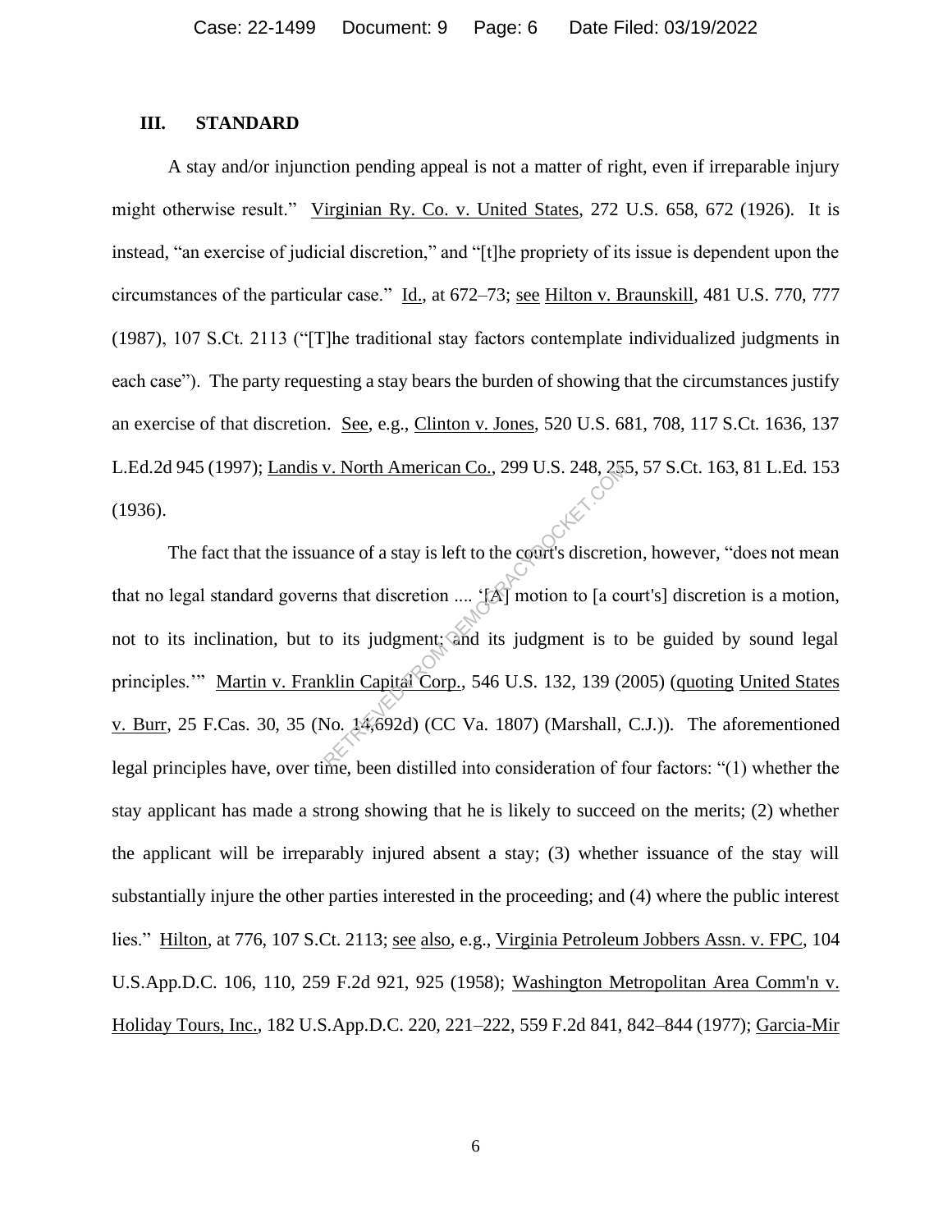## III. STANDARD

A stay and/or injunction pending appeal is not a matter of right, even if irreparable injury might otherwise result." Virginian Ry. Co. v. United States, 272 U.S. 658, 672 (1926). It is instead, "an exercise of judicial discretion," and "[t]he propriety of its issue is dependent upon the circumstances of the particular case." Id., at 672–73; see Hilton v. Braunskill, 481 U.S. 770, 777 (1987), 107 S.Ct. 2113 ("[T]he traditional stay factors contemplate individualized judgments in each case"). The party requesting a stay bears the burden of showing that the circumstances justify an exercise of that discretion. See, e.g., Clinton v. Jones, 520 U.S. 681, 708, 117 S.Ct. 1636, 137 L.Ed.2d 945 (1997); Landis v. North American Co., 299 U.S. 248, 255, 57 S.Ct. 163, 81 L.Ed. 153 (1936).

The fact that the issuance of a stay is left to the court's discretion, however, "does not mean that no legal standard governs that discretion .... '[A] motion to [a court's] discretion is a motion, not to its inclination, but to its judgment; and its judgment is to be guided by sound legal principles.'" Martin v. Franklin Capital Corp., 546 U.S. 132, 139 (2005) (quoting United States v. Burr, 25 F.Cas. 30, 35 (No. 14,692d) (CC Va. 1807) (Marshall, C.J.)). The aforementioned legal principles have, over time, been distilled into consideration of four factors: "(1) whether the stay applicant has made a strong showing that he is likely to succeed on the merits; (2) whether the applicant will be irreparably injured absent a stay; (3) whether issuance of the stay will substantially injure the other parties interested in the proceeding; and (4) where the public interest lies." Hilton, at 776, 107 S.Ct. 2113; see also, e.g., Virginia Petroleum Jobbers Assn. v. FPC, 104 U.S.App.D.C. 106, 110, 259 F.2d 921, 925 (1958); Washington Metropolitan Area Comm'n v. Holiday Tours, Inc., 182 U.S.App.D.C. 220, 221–222, 559 F.2d 841, 842–844 (1977); Garcia-Mir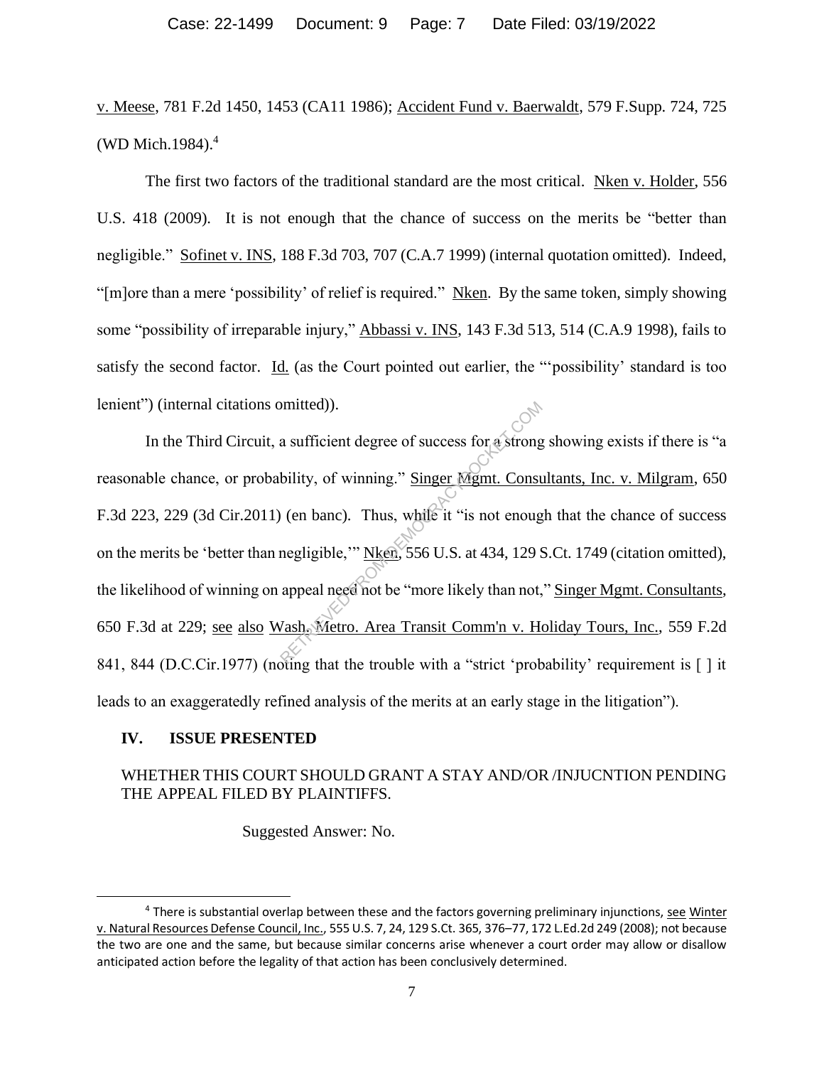v. Meese, 781 F.2d 1450, 1453 (CA11 1986); Accident Fund v. Baerwaldt, 579 F.Supp. 724, 725 (WD Mich.1984).[4]

The first two factors of the traditional standard are the most critical. Nken v. Holder, 556 U.S. 418 (2009). It is not enough that the chance of success on the merits be "better than negligible." Sofinet v. INS, 188 F.3d 703, 707 (C.A.7 1999) (internal quotation omitted). Indeed, "[m]ore than a mere 'possibility' of relief is required." Nken. By the same token, simply showing some "possibility of irreparable injury," Abbassi v. INS, 143 F.3d 513, 514 (C.A.9 1998), fails to satisfy the second factor. Id. (as the Court pointed out earlier, the "'possibility' standard is too lenient") (internal citations omitted)).

In the Third Circuit, a sufficient degree of success for a strong showing exists if there is "a reasonable chance, or probability, of winning." Singer Mgmt. Consultants, Inc. v. Milgram, 650 F.3d 223, 229 (3d Cir.2011) (en banc). Thus, while it "is not enough that the chance of success on the merits be 'better than negligible,'" Nken, 556 U.S. at 434, 129 S.Ct. 1749 (citation omitted), the likelihood of winning on appeal need not be "more likely than not," Singer Mgmt. Consultants, 650 F.3d at 229; see also Wash. Metro. Area Transit Comm'n v. Holiday Tours, Inc., 559 F.2d 841, 844 (D.C.Cir.1977) (noting that the trouble with a "strict 'probability' requirement is [ ] it leads to an exaggeratedly refined analysis of the merits at an early stage in the litigation").

## IV. ISSUE PRESENTED

WHETHER THIS COURT SHOULD GRANT A STAY AND/OR /INJUCNTION PENDING THE APPEAL FILED BY PLAINTIFFS.

Suggested Answer: No.

[4] There is substantial overlap between these and the factors governing preliminary injunctions, see Winter v. Natural Resources Defense Council, Inc., 555 U.S. 7, 24, 129 S.Ct. 365, 376–77, 172 L.Ed.2d 249 (2008); not because the two are one and the same, but because similar concerns arise whenever a court order may allow or disallow anticipated action before the legality of that action has been conclusively determined.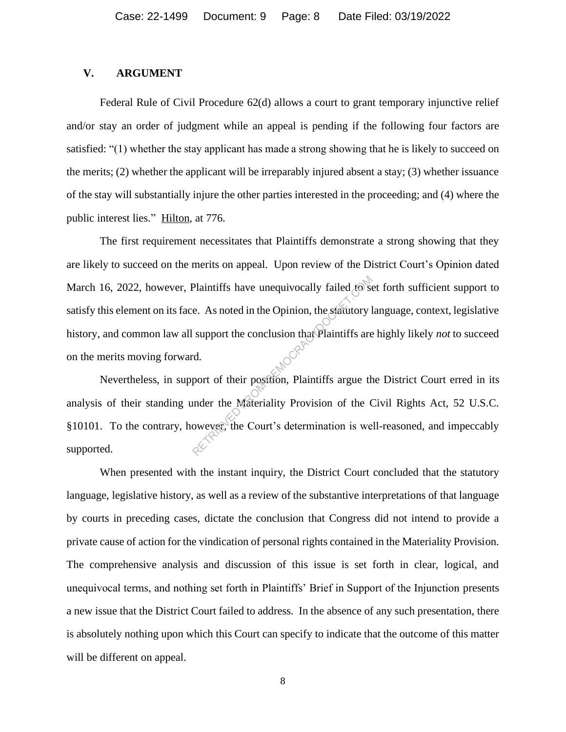## V. ARGUMENT

Federal Rule of Civil Procedure 62(d) allows a court to grant temporary injunctive relief and/or stay an order of judgment while an appeal is pending if the following four factors are satisfied: "(1) whether the stay applicant has made a strong showing that he is likely to succeed on the merits; (2) whether the applicant will be irreparably injured absent a stay; (3) whether issuance of the stay will substantially injure the other parties interested in the proceeding; and (4) where the public interest lies." Hilton, at 776.

The first requirement necessitates that Plaintiffs demonstrate a strong showing that they are likely to succeed on the merits on appeal. Upon review of the District Court's Opinion dated March 16, 2022, however, Plaintiffs have unequivocally failed to set forth sufficient support to satisfy this element on its face. As noted in the Opinion, the statutory language, context, legislative history, and common law all support the conclusion that Plaintiffs are highly likely *not* to succeed on the merits moving forward.

Nevertheless, in support of their position, Plaintiffs argue the District Court erred in its analysis of their standing under the Materiality Provision of the Civil Rights Act, 52 U.S.C. §10101. To the contrary, however, the Court's determination is well-reasoned, and impeccably supported.

When presented with the instant inquiry, the District Court concluded that the statutory language, legislative history, as well as a review of the substantive interpretations of that language by courts in preceding cases, dictate the conclusion that Congress did not intend to provide a private cause of action for the vindication of personal rights contained in the Materiality Provision. The comprehensive analysis and discussion of this issue is set forth in clear, logical, and unequivocal terms, and nothing set forth in Plaintiffs' Brief in Support of the Injunction presents a new issue that the District Court failed to address. In the absence of any such presentation, there is absolutely nothing upon which this Court can specify to indicate that the outcome of this matter will be different on appeal.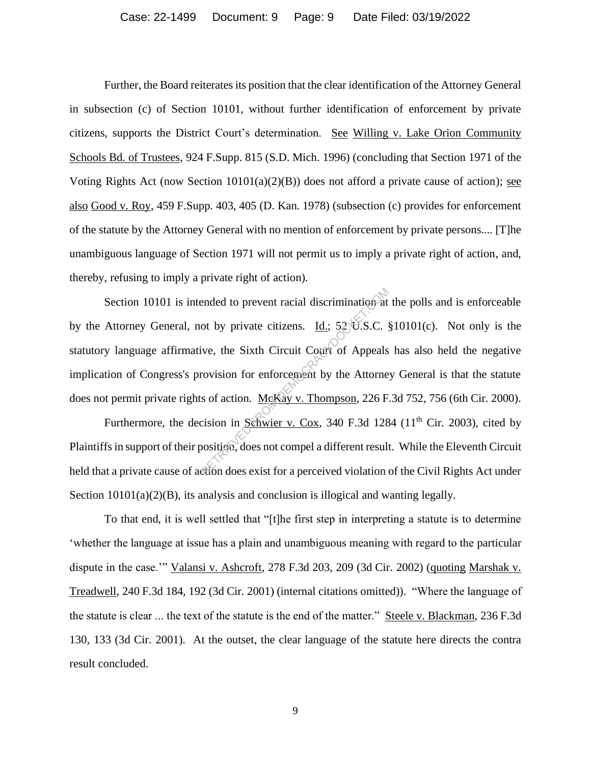Further, the Board reiterates its position that the clear identification of the Attorney General in subsection (c) of Section 10101, without further identification of enforcement by private citizens, supports the District Court's determination. See Willing v. Lake Orion Community Schools Bd. of Trustees, 924 F.Supp. 815 (S.D. Mich. 1996) (concluding that Section 1971 of the Voting Rights Act (now Section 10101(a)(2)(B)) does not afford a private cause of action); see also Good v. Roy, 459 F.Supp. 403, 405 (D. Kan. 1978) (subsection (c) provides for enforcement of the statute by the Attorney General with no mention of enforcement by private persons.... [T]he unambiguous language of Section 1971 will not permit us to imply a private right of action, and, thereby, refusing to imply a private right of action).

Section 10101 is intended to prevent racial discrimination at the polls and is enforceable by the Attorney General, not by private citizens. Id.; 52 U.S.C. §10101(c). Not only is the statutory language affirmative, the Sixth Circuit Court of Appeals has also held the negative implication of Congress's provision for enforcement by the Attorney General is that the statute does not permit private rights of action. McKay v. Thompson, 226 F.3d 752, 756 (6th Cir. 2000).

Furthermore, the decision in Schwier v. Cox, 340 F.3d 1284 (11th Cir. 2003), cited by Plaintiffs in support of their position, does not compel a different result. While the Eleventh Circuit held that a private cause of action does exist for a perceived violation of the Civil Rights Act under Section 10101(a)(2)(B), its analysis and conclusion is illogical and wanting legally.

To that end, it is well settled that "[t]he first step in interpreting a statute is to determine 'whether the language at issue has a plain and unambiguous meaning with regard to the particular dispute in the case.'" Valansi v. Ashcroft, 278 F.3d 203, 209 (3d Cir. 2002) (quoting Marshak v. Treadwell, 240 F.3d 184, 192 (3d Cir. 2001) (internal citations omitted)). "Where the language of the statute is clear ... the text of the statute is the end of the matter." Steele v. Blackman, 236 F.3d 130, 133 (3d Cir. 2001). At the outset, the clear language of the statute here directs the contra result concluded.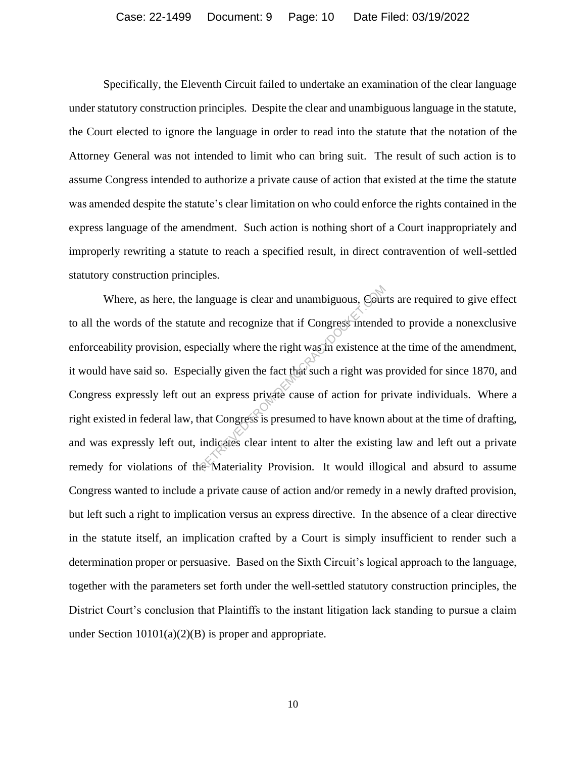Specifically, the Eleventh Circuit failed to undertake an examination of the clear language under statutory construction principles. Despite the clear and unambiguous language in the statute, the Court elected to ignore the language in order to read into the statute that the notation of the Attorney General was not intended to limit who can bring suit. The result of such action is to assume Congress intended to authorize a private cause of action that existed at the time the statute was amended despite the statute's clear limitation on who could enforce the rights contained in the express language of the amendment. Such action is nothing short of a Court inappropriately and improperly rewriting a statute to reach a specified result, in direct contravention of well-settled statutory construction principles.

Where, as here, the language is clear and unambiguous, Courts are required to give effect to all the words of the statute and recognize that if Congress intended to provide a nonexclusive enforceability provision, especially where the right was in existence at the time of the amendment, it would have said so. Especially given the fact that such a right was provided for since 1870, and Congress expressly left out an express private cause of action for private individuals. Where a right existed in federal law, that Congress is presumed to have known about at the time of drafting, and was expressly left out, indicates clear intent to alter the existing law and left out a private remedy for violations of the Materiality Provision. It would illogical and absurd to assume Congress wanted to include a private cause of action and/or remedy in a newly drafted provision, but left such a right to implication versus an express directive. In the absence of a clear directive in the statute itself, an implication crafted by a Court is simply insufficient to render such a determination proper or persuasive. Based on the Sixth Circuit's logical approach to the language, together with the parameters set forth under the well-settled statutory construction principles, the District Court's conclusion that Plaintiffs to the instant litigation lack standing to pursue a claim under Section 10101(a)(2)(B) is proper and appropriate.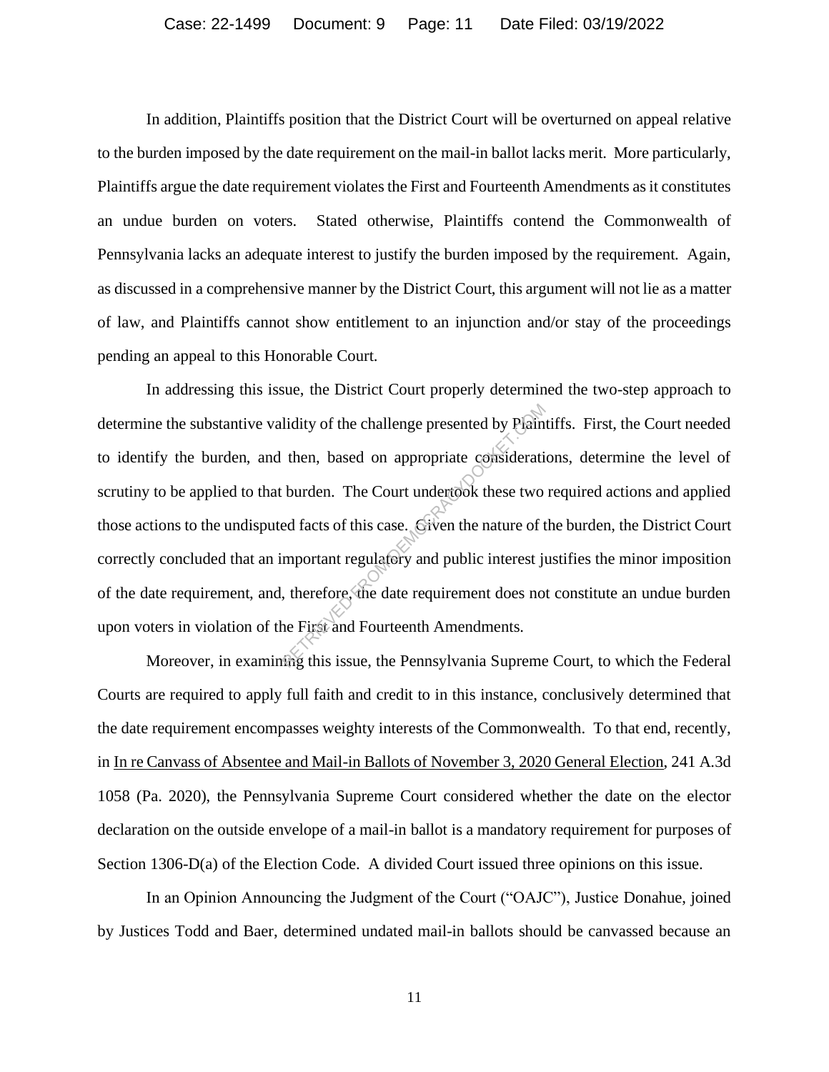In addition, Plaintiffs position that the District Court will be overturned on appeal relative to the burden imposed by the date requirement on the mail-in ballot lacks merit. More particularly, Plaintiffs argue the date requirement violates the First and Fourteenth Amendments as it constitutes an undue burden on voters. Stated otherwise, Plaintiffs contend the Commonwealth of Pennsylvania lacks an adequate interest to justify the burden imposed by the requirement. Again, as discussed in a comprehensive manner by the District Court, this argument will not lie as a matter of law, and Plaintiffs cannot show entitlement to an injunction and/or stay of the proceedings pending an appeal to this Honorable Court.

In addressing this issue, the District Court properly determined the two-step approach to determine the substantive validity of the challenge presented by Plaintiffs. First, the Court needed to identify the burden, and then, based on appropriate considerations, determine the level of scrutiny to be applied to that burden. The Court undertook these two required actions and applied those actions to the undisputed facts of this case. Given the nature of the burden, the District Court correctly concluded that an important regulatory and public interest justifies the minor imposition of the date requirement, and, therefore, the date requirement does not constitute an undue burden upon voters in violation of the First and Fourteenth Amendments.

Moreover, in examining this issue, the Pennsylvania Supreme Court, to which the Federal Courts are required to apply full faith and credit to in this instance, conclusively determined that the date requirement encompasses weighty interests of the Commonwealth. To that end, recently, in In re Canvass of Absentee and Mail-in Ballots of November 3, 2020 General Election, 241 A.3d 1058 (Pa. 2020), the Pennsylvania Supreme Court considered whether the date on the elector declaration on the outside envelope of a mail-in ballot is a mandatory requirement for purposes of Section 1306-D(a) of the Election Code. A divided Court issued three opinions on this issue.

In an Opinion Announcing the Judgment of the Court ("OAJC"), Justice Donahue, joined by Justices Todd and Baer, determined undated mail-in ballots should be canvassed because an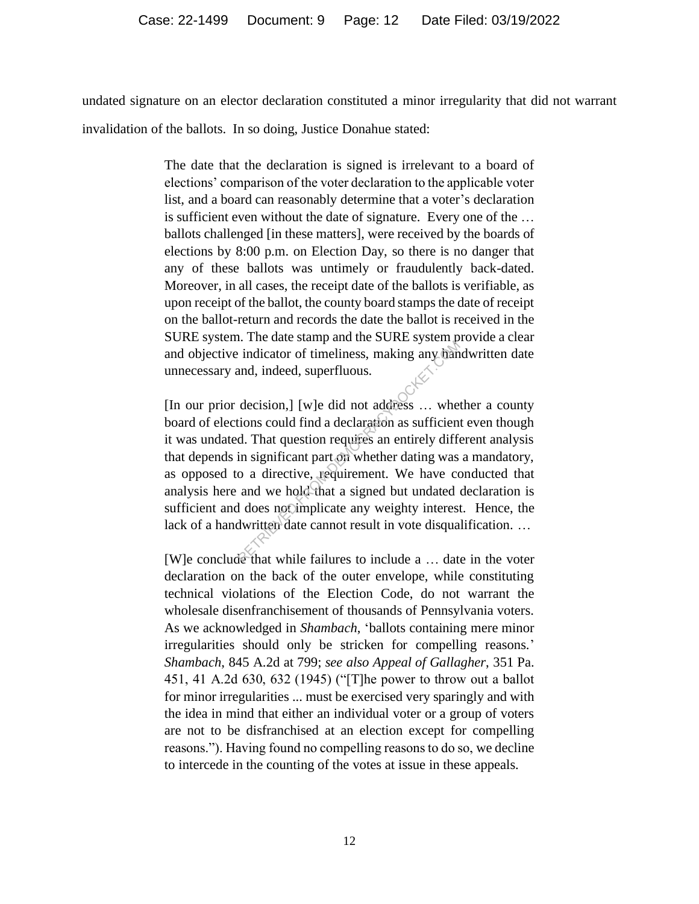undated signature on an elector declaration constituted a minor irregularity that did not warrant invalidation of the ballots. In so doing, Justice Donahue stated:

> The date that the declaration is signed is irrelevant to a board of elections' comparison of the voter declaration to the applicable voter list, and a board can reasonably determine that a voter's declaration is sufficient even without the date of signature. Every one of the … ballots challenged [in these matters], were received by the boards of elections by 8:00 p.m. on Election Day, so there is no danger that any of these ballots was untimely or fraudulently back-dated. Moreover, in all cases, the receipt date of the ballots is verifiable, as upon receipt of the ballot, the county board stamps the date of receipt on the ballot-return and records the date the ballot is received in the SURE system. The date stamp and the SURE system provide a clear and objective indicator of timeliness, making any handwritten date unnecessary and, indeed, superfluous.
>
> [In our prior decision,] [w]e did not address … whether a county board of elections could find a declaration as sufficient even though it was undated. That question requires an entirely different analysis that depends in significant part on whether dating was a mandatory, as opposed to a directive, requirement. We have conducted that analysis here and we hold that a signed but undated declaration is sufficient and does not implicate any weighty interest. Hence, the lack of a handwritten date cannot result in vote disqualification. …
>
> [W]e conclude that while failures to include a … date in the voter declaration on the back of the outer envelope, while constituting technical violations of the Election Code, do not warrant the wholesale disenfranchisement of thousands of Pennsylvania voters. As we acknowledged in *Shambach*, 'ballots containing mere minor irregularities should only be stricken for compelling reasons.' *Shambach*, 845 A.2d at 799; *see also Appeal of Gallagher*, 351 Pa. 451, 41 A.2d 630, 632 (1945) ("[T]he power to throw out a ballot for minor irregularities ... must be exercised very sparingly and with the idea in mind that either an individual voter or a group of voters are not to be disfranchised at an election except for compelling reasons."). Having found no compelling reasons to do so, we decline to intercede in the counting of the votes at issue in these appeals.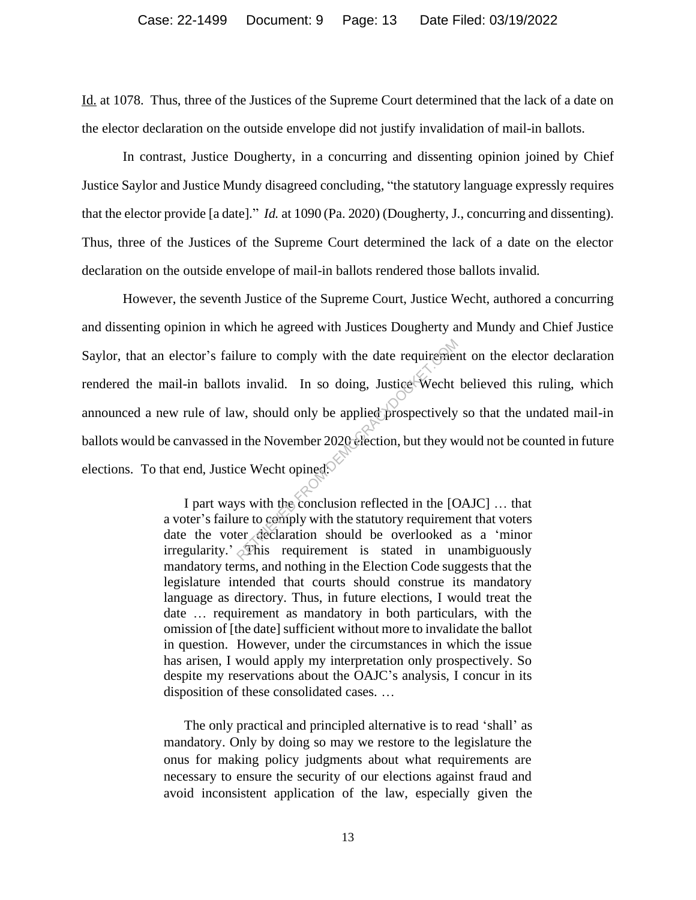Id. at 1078. Thus, three of the Justices of the Supreme Court determined that the lack of a date on the elector declaration on the outside envelope did not justify invalidation of mail-in ballots.

In contrast, Justice Dougherty, in a concurring and dissenting opinion joined by Chief Justice Saylor and Justice Mundy disagreed concluding, "the statutory language expressly requires that the elector provide [a date]." *Id.* at 1090 (Pa. 2020) (Dougherty, J., concurring and dissenting). Thus, three of the Justices of the Supreme Court determined the lack of a date on the elector declaration on the outside envelope of mail-in ballots rendered those ballots invalid.

However, the seventh Justice of the Supreme Court, Justice Wecht, authored a concurring and dissenting opinion in which he agreed with Justices Dougherty and Mundy and Chief Justice Saylor, that an elector's failure to comply with the date requirement on the elector declaration rendered the mail-in ballots invalid. In so doing, Justice Wecht believed this ruling, which announced a new rule of law, should only be applied prospectively so that the undated mail-in ballots would be canvassed in the November 2020 election, but they would not be counted in future elections. To that end, Justice Wecht opined:

> I part ways with the conclusion reflected in the [OAJC] … that a voter's failure to comply with the statutory requirement that voters date the voter declaration should be overlooked as a 'minor irregularity.' This requirement is stated in unambiguously mandatory terms, and nothing in the Election Code suggests that the legislature intended that courts should construe its mandatory language as directory. Thus, in future elections, I would treat the date … requirement as mandatory in both particulars, with the omission of [the date] sufficient without more to invalidate the ballot in question. However, under the circumstances in which the issue has arisen, I would apply my interpretation only prospectively. So despite my reservations about the OAJC's analysis, I concur in its disposition of these consolidated cases. …
>
> The only practical and principled alternative is to read 'shall' as mandatory. Only by doing so may we restore to the legislature the onus for making policy judgments about what requirements are necessary to ensure the security of our elections against fraud and avoid inconsistent application of the law, especially given the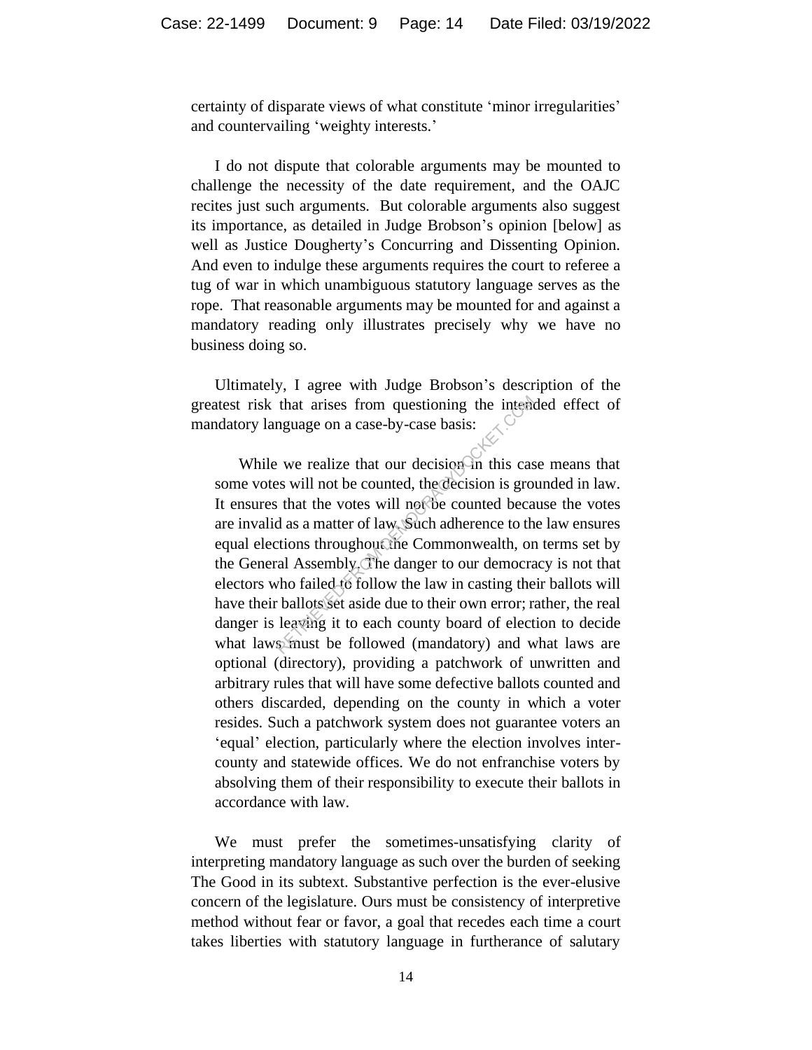certainty of disparate views of what constitute 'minor irregularities' and countervailing 'weighty interests.'

I do not dispute that colorable arguments may be mounted to challenge the necessity of the date requirement, and the OAJC recites just such arguments. But colorable arguments also suggest its importance, as detailed in Judge Brobson's opinion [below] as well as Justice Dougherty's Concurring and Dissenting Opinion. And even to indulge these arguments requires the court to referee a tug of war in which unambiguous statutory language serves as the rope. That reasonable arguments may be mounted for and against a mandatory reading only illustrates precisely why we have no business doing so.

Ultimately, I agree with Judge Brobson's description of the greatest risk that arises from questioning the intended effect of mandatory language on a case-by-case basis:

> While we realize that our decision in this case means that some votes will not be counted, the decision is grounded in law. It ensures that the votes will not be counted because the votes are invalid as a matter of law. Such adherence to the law ensures equal elections throughout the Commonwealth, on terms set by the General Assembly. The danger to our democracy is not that electors who failed to follow the law in casting their ballots will have their ballots set aside due to their own error; rather, the real danger is leaving it to each county board of election to decide what laws must be followed (mandatory) and what laws are optional (directory), providing a patchwork of unwritten and arbitrary rules that will have some defective ballots counted and others discarded, depending on the county in which a voter resides. Such a patchwork system does not guarantee voters an 'equal' election, particularly where the election involves inter-county and statewide offices. We do not enfranchise voters by absolving them of their responsibility to execute their ballots in accordance with law.

We must prefer the sometimes-unsatisfying clarity of interpreting mandatory language as such over the burden of seeking The Good in its subtext. Substantive perfection is the ever-elusive concern of the legislature. Ours must be consistency of interpretive method without fear or favor, a goal that recedes each time a court takes liberties with statutory language in furtherance of salutary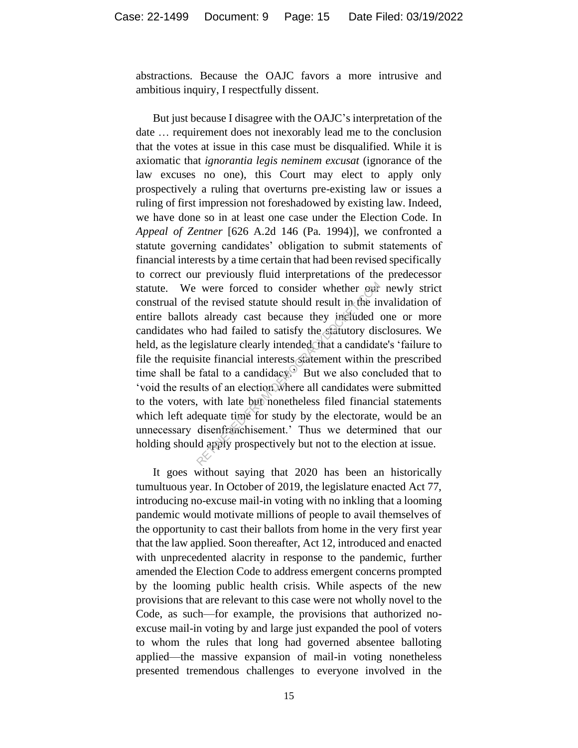abstractions. Because the OAJC favors a more intrusive and ambitious inquiry, I respectfully dissent.

But just because I disagree with the OAJC's interpretation of the date … requirement does not inexorably lead me to the conclusion that the votes at issue in this case must be disqualified. While it is axiomatic that *ignorantia legis neminem excusat* (ignorance of the law excuses no one), this Court may elect to apply only prospectively a ruling that overturns pre-existing law or issues a ruling of first impression not foreshadowed by existing law. Indeed, we have done so in at least one case under the Election Code. In *Appeal of Zentner* [626 A.2d 146 (Pa. 1994)], we confronted a statute governing candidates' obligation to submit statements of financial interests by a time certain that had been revised specifically to correct our previously fluid interpretations of the predecessor statute. We were forced to consider whether our newly strict construal of the revised statute should result in the invalidation of entire ballots already cast because they included one or more candidates who had failed to satisfy the statutory disclosures. We held, as the legislature clearly intended, that a candidate's 'failure to file the requisite financial interests statement within the prescribed time shall be fatal to a candidacy.' But we also concluded that to 'void the results of an election where all candidates were submitted to the voters, with late but nonetheless filed financial statements which left adequate time for study by the electorate, would be an unnecessary disenfranchisement.' Thus we determined that our holding should apply prospectively but not to the election at issue.

It goes without saying that 2020 has been an historically tumultuous year. In October of 2019, the legislature enacted Act 77, introducing no-excuse mail-in voting with no inkling that a looming pandemic would motivate millions of people to avail themselves of the opportunity to cast their ballots from home in the very first year that the law applied. Soon thereafter, Act 12, introduced and enacted with unprecedented alacrity in response to the pandemic, further amended the Election Code to address emergent concerns prompted by the looming public health crisis. While aspects of the new provisions that are relevant to this case were not wholly novel to the Code, as such—for example, the provisions that authorized no-excuse mail-in voting by and large just expanded the pool of voters to whom the rules that long had governed absentee balloting applied—the massive expansion of mail-in voting nonetheless presented tremendous challenges to everyone involved in the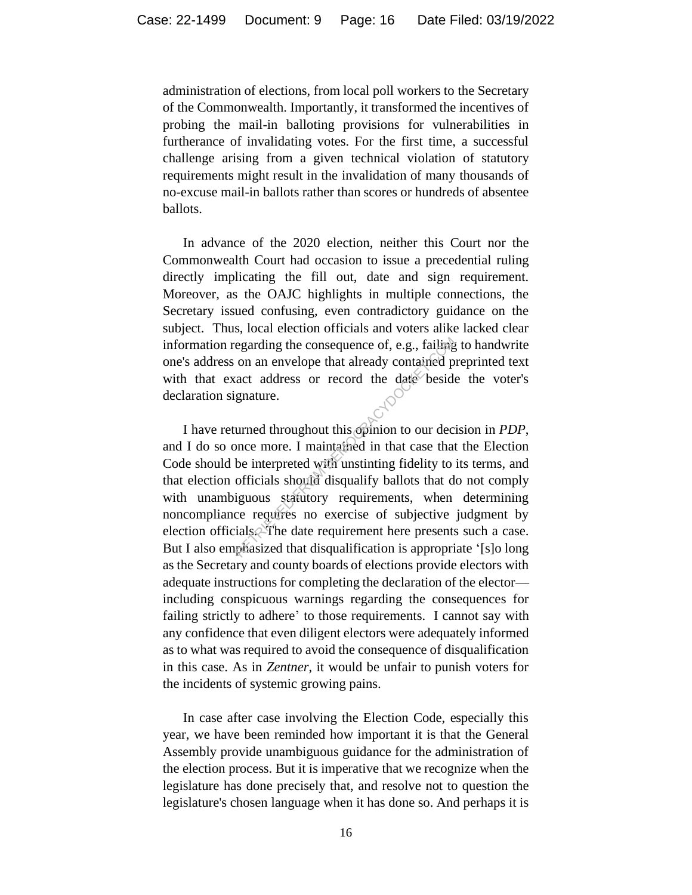administration of elections, from local poll workers to the Secretary of the Commonwealth. Importantly, it transformed the incentives of probing the mail-in balloting provisions for vulnerabilities in furtherance of invalidating votes. For the first time, a successful challenge arising from a given technical violation of statutory requirements might result in the invalidation of many thousands of no-excuse mail-in ballots rather than scores or hundreds of absentee ballots.

In advance of the 2020 election, neither this Court nor the Commonwealth Court had occasion to issue a precedential ruling directly implicating the fill out, date and sign requirement. Moreover, as the OAJC highlights in multiple connections, the Secretary issued confusing, even contradictory guidance on the subject. Thus, local election officials and voters alike lacked clear information regarding the consequence of, e.g., failing to handwrite one's address on an envelope that already contained preprinted text with that exact address or record the date beside the voter's declaration signature.

I have returned throughout this opinion to our decision in *PDP*, and I do so once more. I maintained in that case that the Election Code should be interpreted with unstinting fidelity to its terms, and that election officials should disqualify ballots that do not comply with unambiguous statutory requirements, when determining noncompliance requires no exercise of subjective judgment by election officials. The date requirement here presents such a case. But I also emphasized that disqualification is appropriate '[s]o long as the Secretary and county boards of elections provide electors with adequate instructions for completing the declaration of the elector—including conspicuous warnings regarding the consequences for failing strictly to adhere' to those requirements. I cannot say with any confidence that even diligent electors were adequately informed as to what was required to avoid the consequence of disqualification in this case. As in *Zentner*, it would be unfair to punish voters for the incidents of systemic growing pains.

In case after case involving the Election Code, especially this year, we have been reminded how important it is that the General Assembly provide unambiguous guidance for the administration of the election process. But it is imperative that we recognize when the legislature has done precisely that, and resolve not to question the legislature's chosen language when it has done so. And perhaps it is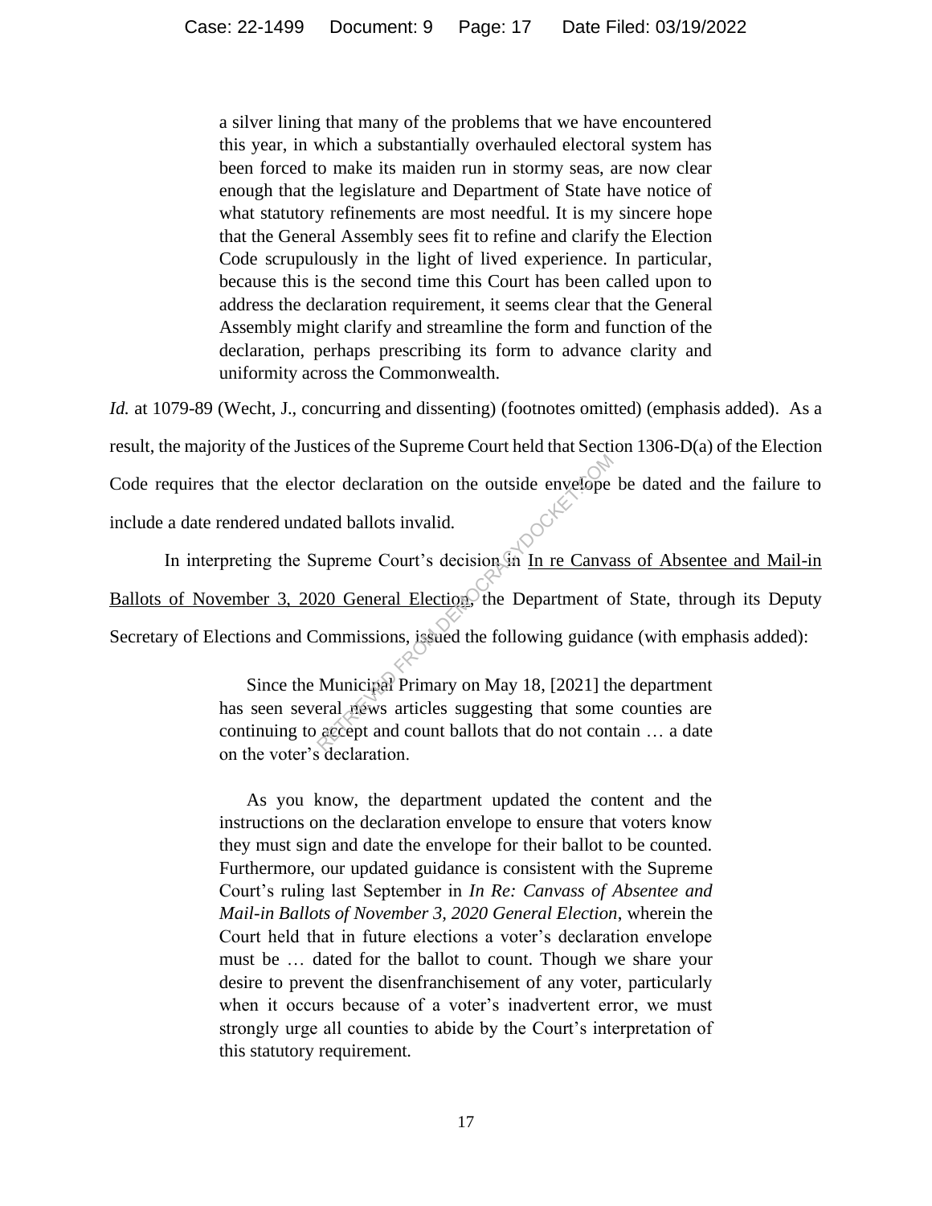> a silver lining that many of the problems that we have encountered this year, in which a substantially overhauled electoral system has been forced to make its maiden run in stormy seas, are now clear enough that the legislature and Department of State have notice of what statutory refinements are most needful. It is my sincere hope that the General Assembly sees fit to refine and clarify the Election Code scrupulously in the light of lived experience. In particular, because this is the second time this Court has been called upon to address the declaration requirement, it seems clear that the General Assembly might clarify and streamline the form and function of the declaration, perhaps prescribing its form to advance clarity and uniformity across the Commonwealth.

*Id.* at 1079-89 (Wecht, J., concurring and dissenting) (footnotes omitted) (emphasis added). As a result, the majority of the Justices of the Supreme Court held that Section 1306-D(a) of the Election Code requires that the elector declaration on the outside envelope be dated and the failure to include a date rendered undated ballots invalid.

In interpreting the Supreme Court's decision in In re Canvass of Absentee and Mail-in Ballots of November 3, 2020 General Election, the Department of State, through its Deputy Secretary of Elections and Commissions, issued the following guidance (with emphasis added):

> Since the Municipal Primary on May 18, [2021] the department has seen several news articles suggesting that some counties are continuing to accept and count ballots that do not contain … a date on the voter's declaration.
>
> As you know, the department updated the content and the instructions on the declaration envelope to ensure that voters know they must sign and date the envelope for their ballot to be counted. Furthermore, our updated guidance is consistent with the Supreme Court's ruling last September in *In Re: Canvass of Absentee and Mail-in Ballots of November 3, 2020 General Election*, wherein the Court held that in future elections a voter's declaration envelope must be … dated for the ballot to count. Though we share your desire to prevent the disenfranchisement of any voter, particularly when it occurs because of a voter's inadvertent error, we must strongly urge all counties to abide by the Court's interpretation of this statutory requirement.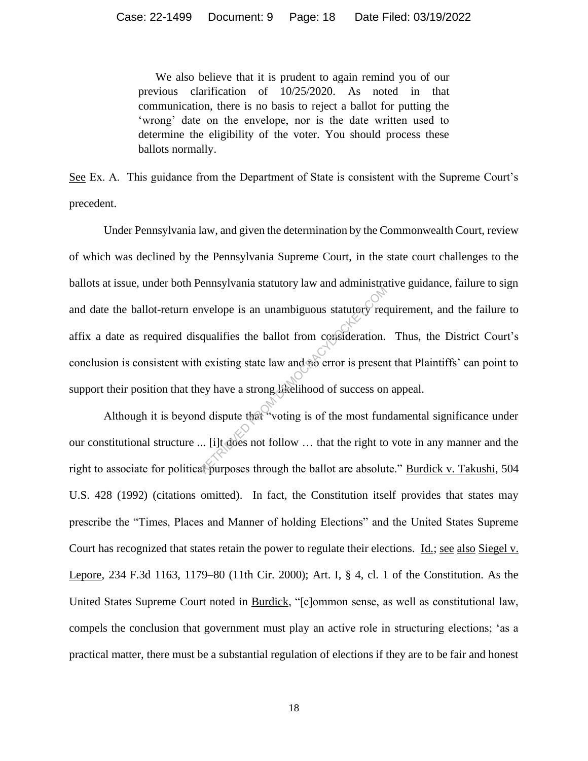> We also believe that it is prudent to again remind you of our previous clarification of 10/25/2020. As noted in that communication, there is no basis to reject a ballot for putting the 'wrong' date on the envelope, nor is the date written used to determine the eligibility of the voter. You should process these ballots normally.

See Ex. A. This guidance from the Department of State is consistent with the Supreme Court's precedent.

Under Pennsylvania law, and given the determination by the Commonwealth Court, review of which was declined by the Pennsylvania Supreme Court, in the state court challenges to the ballots at issue, under both Pennsylvania statutory law and administrative guidance, failure to sign and date the ballot-return envelope is an unambiguous statutory requirement, and the failure to affix a date as required disqualifies the ballot from consideration. Thus, the District Court's conclusion is consistent with existing state law and no error is present that Plaintiffs' can point to support their position that they have a strong likelihood of success on appeal.

Although it is beyond dispute that "voting is of the most fundamental significance under our constitutional structure ... [i]t does not follow … that the right to vote in any manner and the right to associate for political purposes through the ballot are absolute." Burdick v. Takushi, 504 U.S. 428 (1992) (citations omitted). In fact, the Constitution itself provides that states may prescribe the "Times, Places and Manner of holding Elections" and the United States Supreme Court has recognized that states retain the power to regulate their elections. Id.; see also Siegel v. Lepore, 234 F.3d 1163, 1179–80 (11th Cir. 2000); Art. I, § 4, cl. 1 of the Constitution. As the United States Supreme Court noted in Burdick, "[c]ommon sense, as well as constitutional law, compels the conclusion that government must play an active role in structuring elections; 'as a practical matter, there must be a substantial regulation of elections if they are to be fair and honest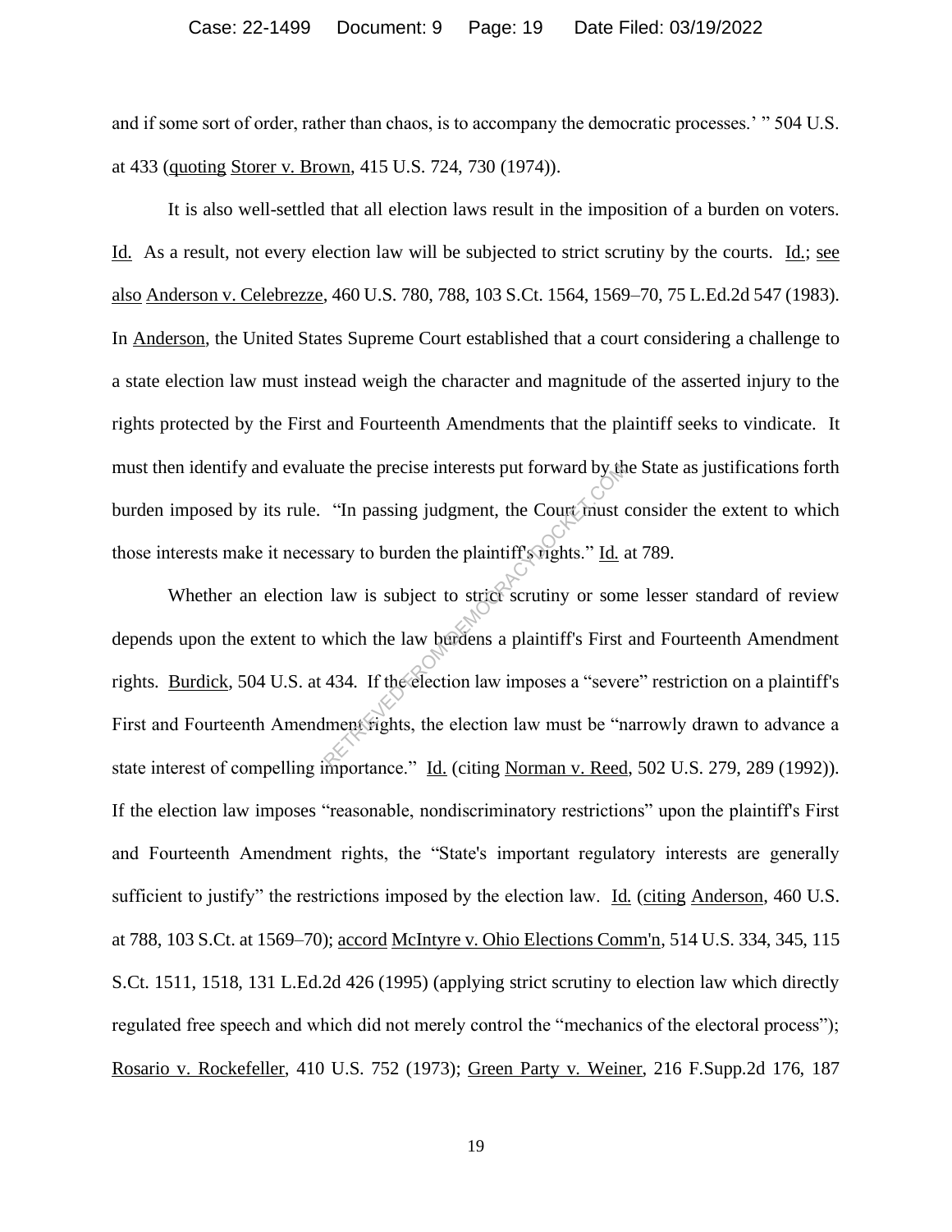and if some sort of order, rather than chaos, is to accompany the democratic processes.' " 504 U.S. at 433 (quoting Storer v. Brown, 415 U.S. 724, 730 (1974)).

It is also well-settled that all election laws result in the imposition of a burden on voters. Id. As a result, not every election law will be subjected to strict scrutiny by the courts. Id.; see also Anderson v. Celebrezze, 460 U.S. 780, 788, 103 S.Ct. 1564, 1569–70, 75 L.Ed.2d 547 (1983). In Anderson, the United States Supreme Court established that a court considering a challenge to a state election law must instead weigh the character and magnitude of the asserted injury to the rights protected by the First and Fourteenth Amendments that the plaintiff seeks to vindicate. It must then identify and evaluate the precise interests put forward by the State as justifications forth burden imposed by its rule. "In passing judgment, the Court must consider the extent to which those interests make it necessary to burden the plaintiff's rights." Id. at 789.

Whether an election law is subject to strict scrutiny or some lesser standard of review depends upon the extent to which the law burdens a plaintiff's First and Fourteenth Amendment rights. Burdick, 504 U.S. at 434. If the election law imposes a "severe" restriction on a plaintiff's First and Fourteenth Amendment rights, the election law must be "narrowly drawn to advance a state interest of compelling importance." Id. (citing Norman v. Reed, 502 U.S. 279, 289 (1992)). If the election law imposes "reasonable, nondiscriminatory restrictions" upon the plaintiff's First and Fourteenth Amendment rights, the "State's important regulatory interests are generally sufficient to justify" the restrictions imposed by the election law. Id. (citing Anderson, 460 U.S. at 788, 103 S.Ct. at 1569–70); accord McIntyre v. Ohio Elections Comm'n, 514 U.S. 334, 345, 115 S.Ct. 1511, 1518, 131 L.Ed.2d 426 (1995) (applying strict scrutiny to election law which directly regulated free speech and which did not merely control the "mechanics of the electoral process"); Rosario v. Rockefeller, 410 U.S. 752 (1973); Green Party v. Weiner, 216 F.Supp.2d 176, 187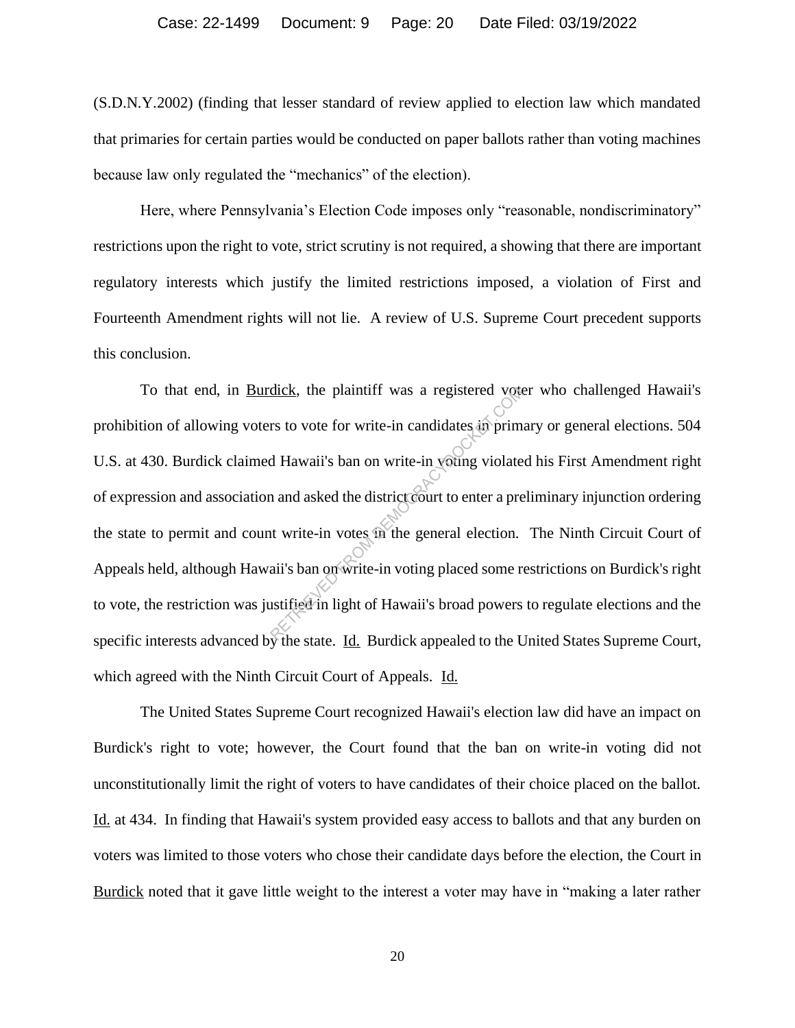(S.D.N.Y.2002) (finding that lesser standard of review applied to election law which mandated that primaries for certain parties would be conducted on paper ballots rather than voting machines because law only regulated the "mechanics" of the election).

Here, where Pennsylvania's Election Code imposes only "reasonable, nondiscriminatory" restrictions upon the right to vote, strict scrutiny is not required, a showing that there are important regulatory interests which justify the limited restrictions imposed, a violation of First and Fourteenth Amendment rights will not lie. A review of U.S. Supreme Court precedent supports this conclusion.

To that end, in Burdick, the plaintiff was a registered voter who challenged Hawaii's prohibition of allowing voters to vote for write-in candidates in primary or general elections. 504 U.S. at 430. Burdick claimed Hawaii's ban on write-in voting violated his First Amendment right of expression and association and asked the district court to enter a preliminary injunction ordering the state to permit and count write-in votes in the general election. The Ninth Circuit Court of Appeals held, although Hawaii's ban on write-in voting placed some restrictions on Burdick's right to vote, the restriction was justified in light of Hawaii's broad powers to regulate elections and the specific interests advanced by the state. Id. Burdick appealed to the United States Supreme Court, which agreed with the Ninth Circuit Court of Appeals. Id.

The United States Supreme Court recognized Hawaii's election law did have an impact on Burdick's right to vote; however, the Court found that the ban on write-in voting did not unconstitutionally limit the right of voters to have candidates of their choice placed on the ballot. Id. at 434. In finding that Hawaii's system provided easy access to ballots and that any burden on voters was limited to those voters who chose their candidate days before the election, the Court in Burdick noted that it gave little weight to the interest a voter may have in "making a later rather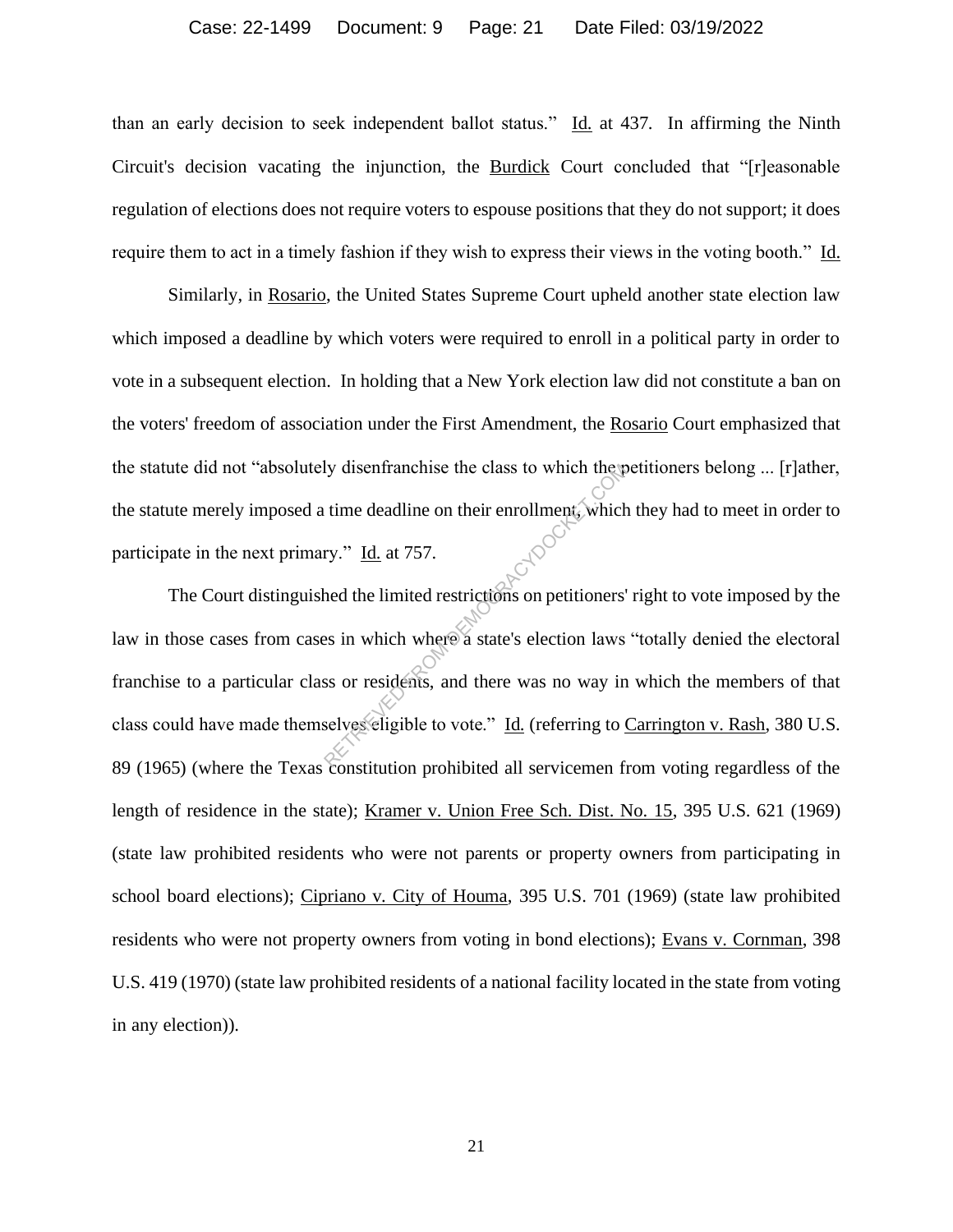than an early decision to seek independent ballot status." Id. at 437. In affirming the Ninth Circuit's decision vacating the injunction, the Burdick Court concluded that "[r]easonable regulation of elections does not require voters to espouse positions that they do not support; it does require them to act in a timely fashion if they wish to express their views in the voting booth." Id.

Similarly, in Rosario, the United States Supreme Court upheld another state election law which imposed a deadline by which voters were required to enroll in a political party in order to vote in a subsequent election. In holding that a New York election law did not constitute a ban on the voters' freedom of association under the First Amendment, the Rosario Court emphasized that the statute did not "absolutely disenfranchise the class to which the petitioners belong ... [r]ather, the statute merely imposed a time deadline on their enrollment, which they had to meet in order to participate in the next primary." Id. at 757.

The Court distinguished the limited restrictions on petitioners' right to vote imposed by the law in those cases from cases in which where a state's election laws "totally denied the electoral franchise to a particular class or residents, and there was no way in which the members of that class could have made themselves eligible to vote." Id. (referring to Carrington v. Rash, 380 U.S. 89 (1965) (where the Texas constitution prohibited all servicemen from voting regardless of the length of residence in the state); Kramer v. Union Free Sch. Dist. No. 15, 395 U.S. 621 (1969) (state law prohibited residents who were not parents or property owners from participating in school board elections); Cipriano v. City of Houma, 395 U.S. 701 (1969) (state law prohibited residents who were not property owners from voting in bond elections); Evans v. Cornman, 398 U.S. 419 (1970) (state law prohibited residents of a national facility located in the state from voting in any election)).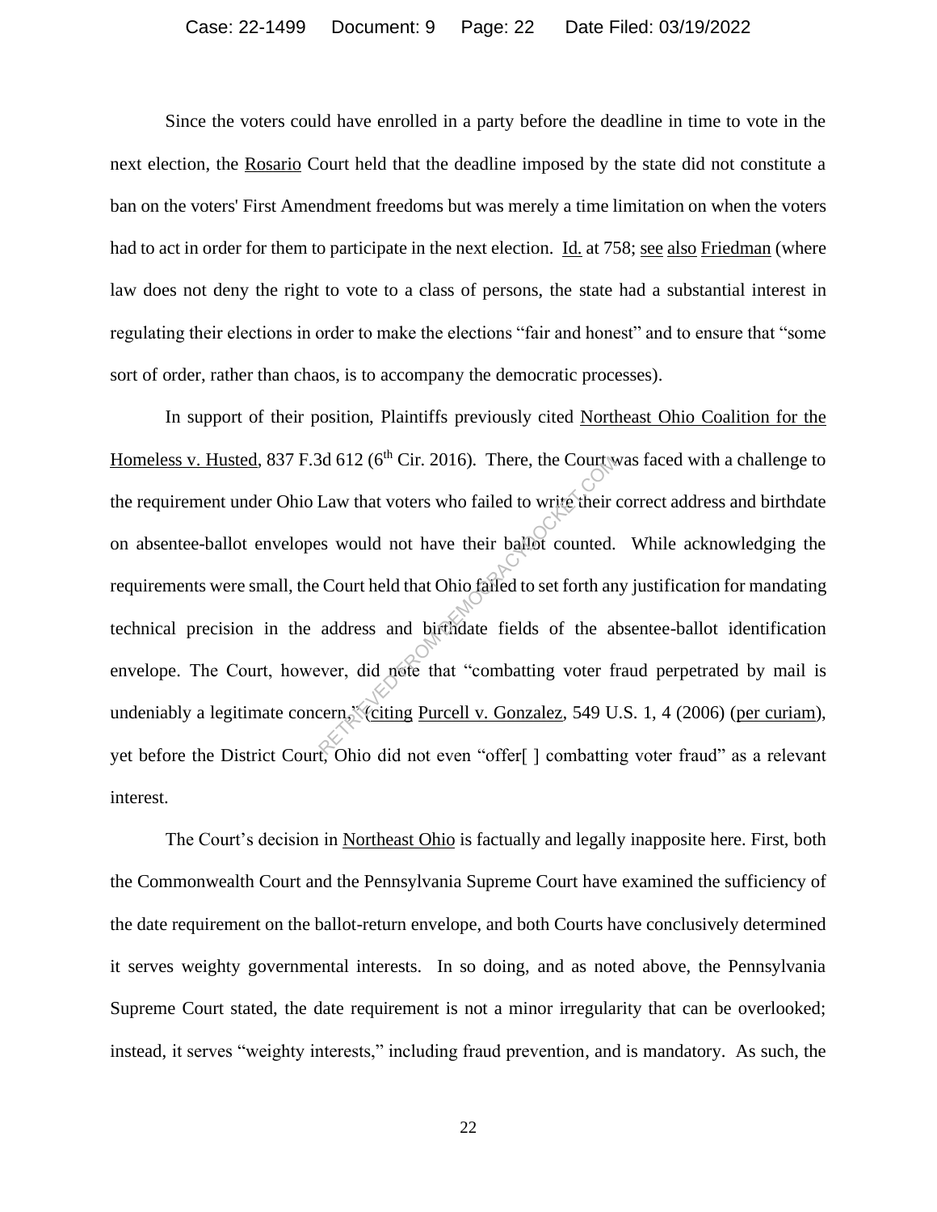Since the voters could have enrolled in a party before the deadline in time to vote in the next election, the Rosario Court held that the deadline imposed by the state did not constitute a ban on the voters' First Amendment freedoms but was merely a time limitation on when the voters had to act in order for them to participate in the next election. Id. at 758; see also Friedman (where law does not deny the right to vote to a class of persons, the state had a substantial interest in regulating their elections in order to make the elections "fair and honest" and to ensure that "some sort of order, rather than chaos, is to accompany the democratic processes).

In support of their position, Plaintiffs previously cited Northeast Ohio Coalition for the Homeless v. Husted, 837 F.3d 612 (6th Cir. 2016). There, the Court was faced with a challenge to the requirement under Ohio Law that voters who failed to write their correct address and birthdate on absentee-ballot envelopes would not have their ballot counted. While acknowledging the requirements were small, the Court held that Ohio failed to set forth any justification for mandating technical precision in the address and birthdate fields of the absentee-ballot identification envelope. The Court, however, did note that "combatting voter fraud perpetrated by mail is undeniably a legitimate concern." (citing Purcell v. Gonzalez, 549 U.S. 1, 4 (2006) (per curiam), yet before the District Court, Ohio did not even "offer[ ] combatting voter fraud" as a relevant interest.

The Court's decision in Northeast Ohio is factually and legally inapposite here. First, both the Commonwealth Court and the Pennsylvania Supreme Court have examined the sufficiency of the date requirement on the ballot-return envelope, and both Courts have conclusively determined it serves weighty governmental interests. In so doing, and as noted above, the Pennsylvania Supreme Court stated, the date requirement is not a minor irregularity that can be overlooked; instead, it serves "weighty interests," including fraud prevention, and is mandatory. As such, the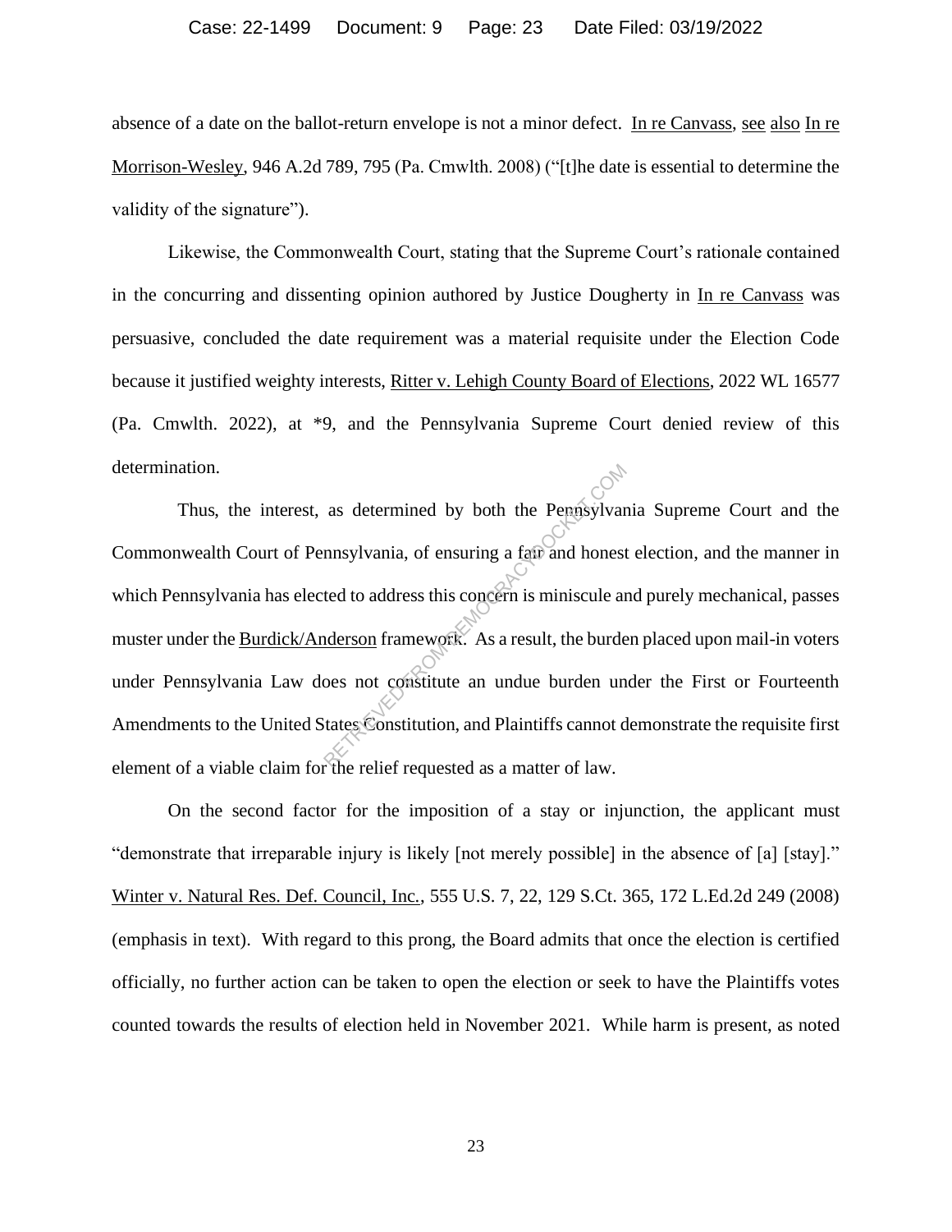absence of a date on the ballot-return envelope is not a minor defect. In re Canvass, see also In re Morrison-Wesley, 946 A.2d 789, 795 (Pa. Cmwlth. 2008) ("[t]he date is essential to determine the validity of the signature").

Likewise, the Commonwealth Court, stating that the Supreme Court's rationale contained in the concurring and dissenting opinion authored by Justice Dougherty in In re Canvass was persuasive, concluded the date requirement was a material requisite under the Election Code because it justified weighty interests, Ritter v. Lehigh County Board of Elections, 2022 WL 16577 (Pa. Cmwlth. 2022), at *9, and the Pennsylvania Supreme Court denied review of this determination.

Thus, the interest, as determined by both the Pennsylvania Supreme Court and the Commonwealth Court of Pennsylvania, of ensuring a fair and honest election, and the manner in which Pennsylvania has elected to address this concern is miniscule and purely mechanical, passes muster under the Burdick/Anderson framework. As a result, the burden placed upon mail-in voters under Pennsylvania Law does not constitute an undue burden under the First or Fourteenth Amendments to the United States Constitution, and Plaintiffs cannot demonstrate the requisite first element of a viable claim for the relief requested as a matter of law.

On the second factor for the imposition of a stay or injunction, the applicant must "demonstrate that irreparable injury is likely [not merely possible] in the absence of [a] [stay]." Winter v. Natural Res. Def. Council, Inc., 555 U.S. 7, 22, 129 S.Ct. 365, 172 L.Ed.2d 249 (2008) (emphasis in text). With regard to this prong, the Board admits that once the election is certified officially, no further action can be taken to open the election or seek to have the Plaintiffs votes counted towards the results of election held in November 2021. While harm is present, as noted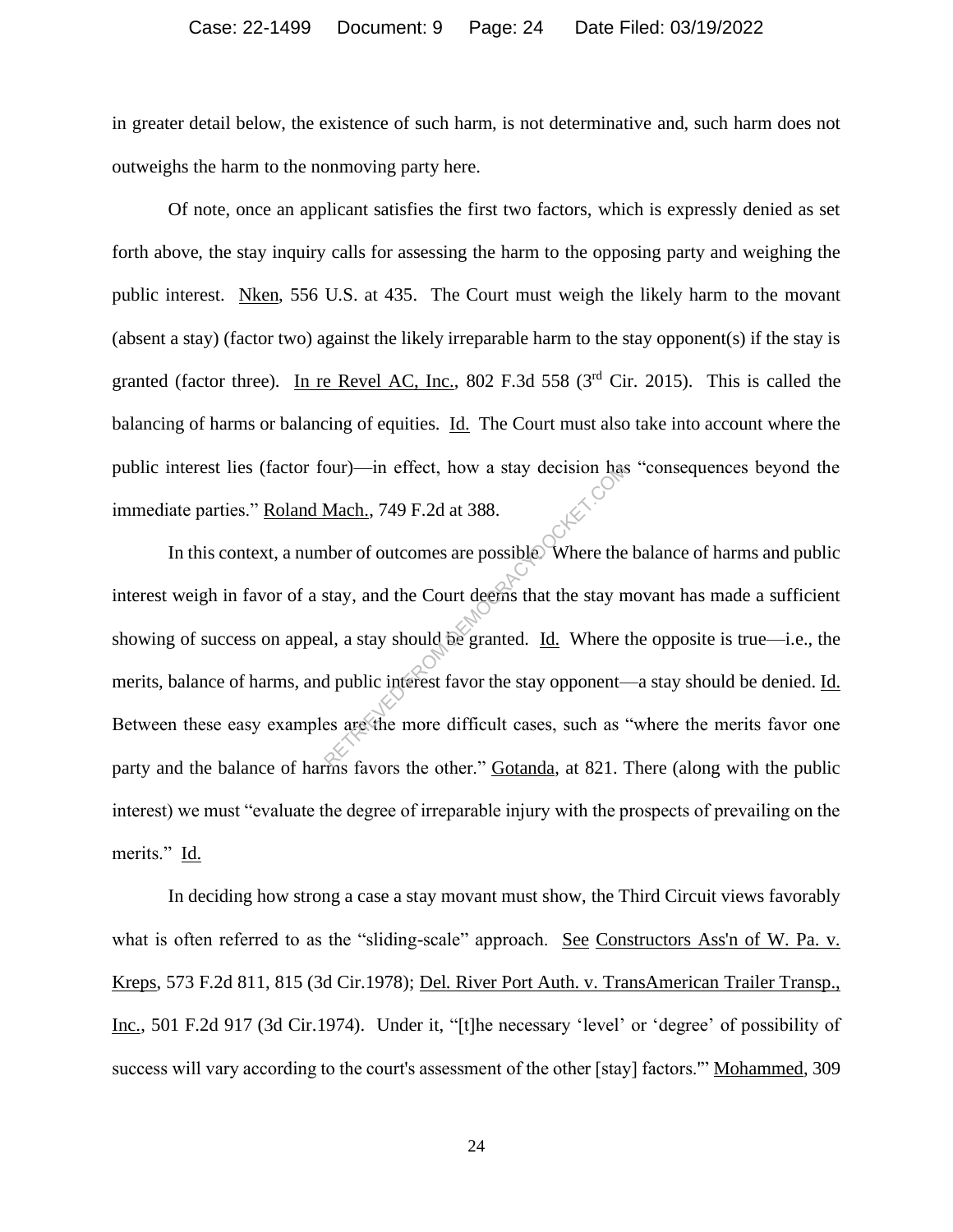in greater detail below, the existence of such harm, is not determinative and, such harm does not outweighs the harm to the nonmoving party here.

Of note, once an applicant satisfies the first two factors, which is expressly denied as set forth above, the stay inquiry calls for assessing the harm to the opposing party and weighing the public interest. Nken, 556 U.S. at 435. The Court must weigh the likely harm to the movant (absent a stay) (factor two) against the likely irreparable harm to the stay opponent(s) if the stay is granted (factor three). In re Revel AC, Inc., 802 F.3d 558 (3rd Cir. 2015). This is called the balancing of harms or balancing of equities. Id. The Court must also take into account where the public interest lies (factor four)—in effect, how a stay decision has "consequences beyond the immediate parties." Roland Mach., 749 F.2d at 388.

In this context, a number of outcomes are possible. Where the balance of harms and public interest weigh in favor of a stay, and the Court deems that the stay movant has made a sufficient showing of success on appeal, a stay should be granted. Id. Where the opposite is true—i.e., the merits, balance of harms, and public interest favor the stay opponent—a stay should be denied. Id. Between these easy examples are the more difficult cases, such as "where the merits favor one party and the balance of harms favors the other." Gotanda, at 821. There (along with the public interest) we must "evaluate the degree of irreparable injury with the prospects of prevailing on the merits." Id.

In deciding how strong a case a stay movant must show, the Third Circuit views favorably what is often referred to as the "sliding-scale" approach. See Constructors Ass'n of W. Pa. v. Kreps, 573 F.2d 811, 815 (3d Cir.1978); Del. River Port Auth. v. TransAmerican Trailer Transp., Inc., 501 F.2d 917 (3d Cir.1974). Under it, "[t]he necessary 'level' or 'degree' of possibility of success will vary according to the court's assessment of the other [stay] factors.'" Mohammed, 309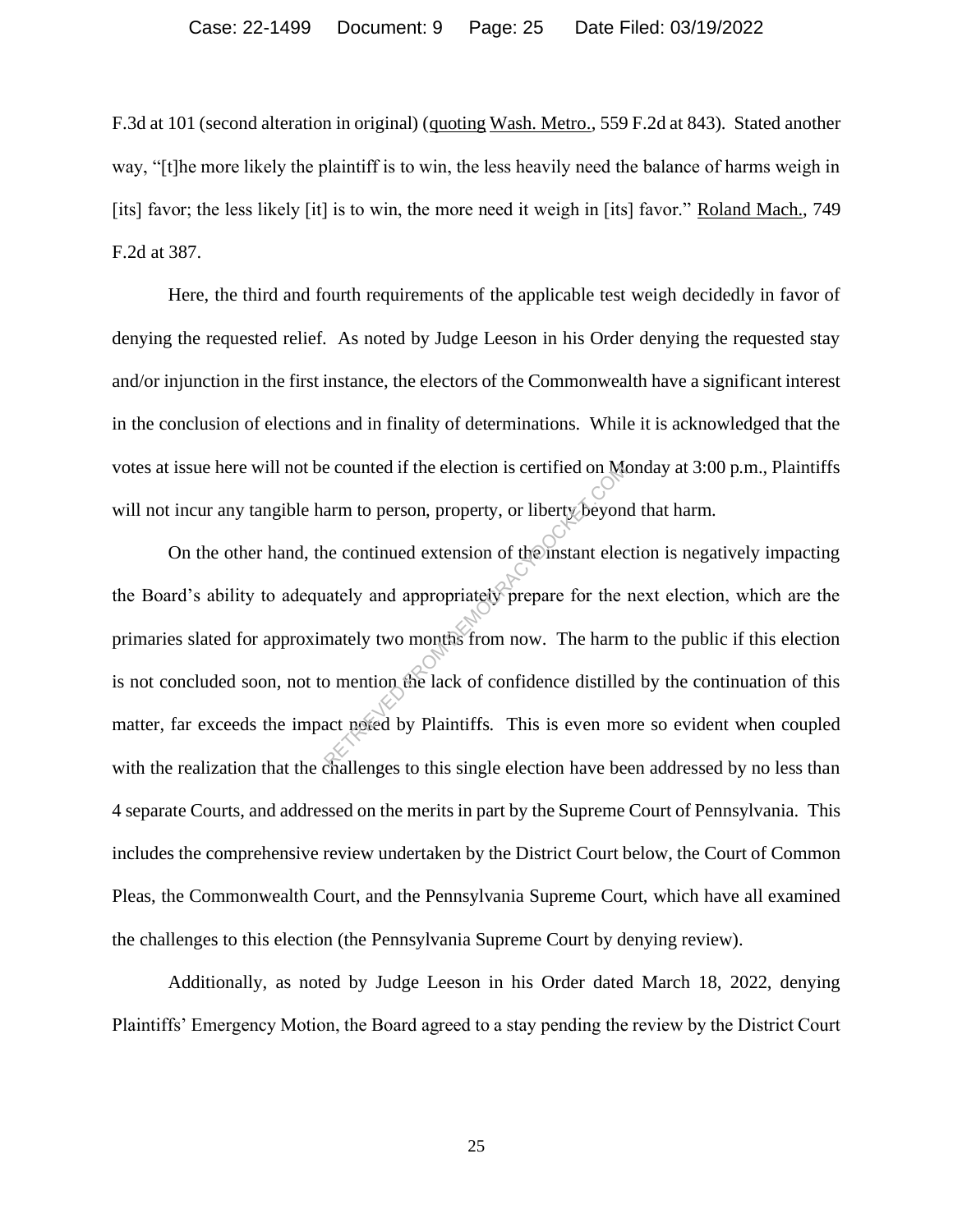F.3d at 101 (second alteration in original) (quoting Wash. Metro., 559 F.2d at 843). Stated another way, "[t]he more likely the plaintiff is to win, the less heavily need the balance of harms weigh in [its] favor; the less likely [it] is to win, the more need it weigh in [its] favor." Roland Mach., 749 F.2d at 387.

Here, the third and fourth requirements of the applicable test weigh decidedly in favor of denying the requested relief. As noted by Judge Leeson in his Order denying the requested stay and/or injunction in the first instance, the electors of the Commonwealth have a significant interest in the conclusion of elections and in finality of determinations. While it is acknowledged that the votes at issue here will not be counted if the election is certified on Monday at 3:00 p.m., Plaintiffs will not incur any tangible harm to person, property, or liberty beyond that harm.

On the other hand, the continued extension of the instant election is negatively impacting the Board's ability to adequately and appropriately prepare for the next election, which are the primaries slated for approximately two months from now. The harm to the public if this election is not concluded soon, not to mention the lack of confidence distilled by the continuation of this matter, far exceeds the impact noted by Plaintiffs. This is even more so evident when coupled with the realization that the challenges to this single election have been addressed by no less than 4 separate Courts, and addressed on the merits in part by the Supreme Court of Pennsylvania. This includes the comprehensive review undertaken by the District Court below, the Court of Common Pleas, the Commonwealth Court, and the Pennsylvania Supreme Court, which have all examined the challenges to this election (the Pennsylvania Supreme Court by denying review).

Additionally, as noted by Judge Leeson in his Order dated March 18, 2022, denying Plaintiffs' Emergency Motion, the Board agreed to a stay pending the review by the District Court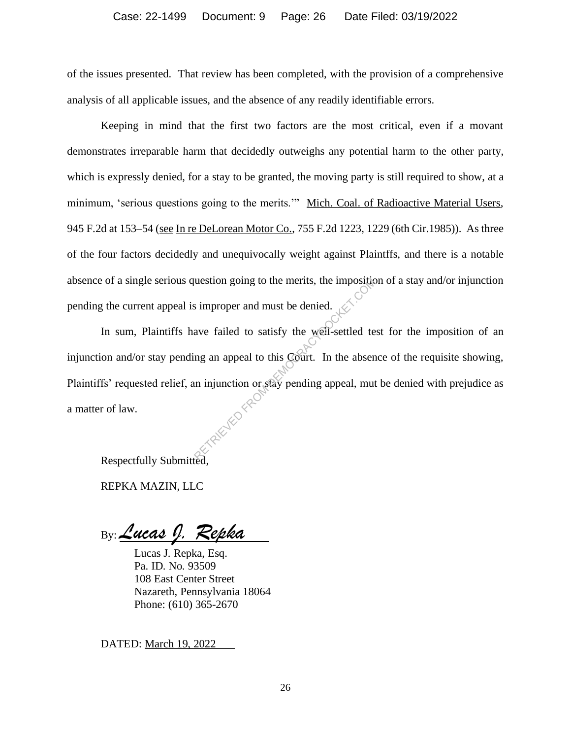of the issues presented. That review has been completed, with the provision of a comprehensive analysis of all applicable issues, and the absence of any readily identifiable errors.

Keeping in mind that the first two factors are the most critical, even if a movant demonstrates irreparable harm that decidedly outweighs any potential harm to the other party, which is expressly denied, for a stay to be granted, the moving party is still required to show, at a minimum, 'serious questions going to the merits.'" Mich. Coal. of Radioactive Material Users, 945 F.2d at 153–54 (see In re DeLorean Motor Co., 755 F.2d 1223, 1229 (6th Cir.1985)). As three of the four factors decidedly and unequivocally weight against Plaintffs, and there is a notable absence of a single serious question going to the merits, the imposition of a stay and/or injunction pending the current appeal is improper and must be denied.

In sum, Plaintiffs have failed to satisfy the well-settled test for the imposition of an injunction and/or stay pending an appeal to this Court. In the absence of the requisite showing, Plaintiffs' requested relief, an injunction or stay pending appeal, mut be denied with prejudice as a matter of law.

Respectfully Submitted,

REPKA MAZIN, LLC

By: *Lucas J. Repka*

Lucas J. Repka, Esq.
Pa. ID. No. 93509
108 East Center Street
Nazareth, Pennsylvania 18064
Phone: (610) 365-2670

DATED: March 19, 2022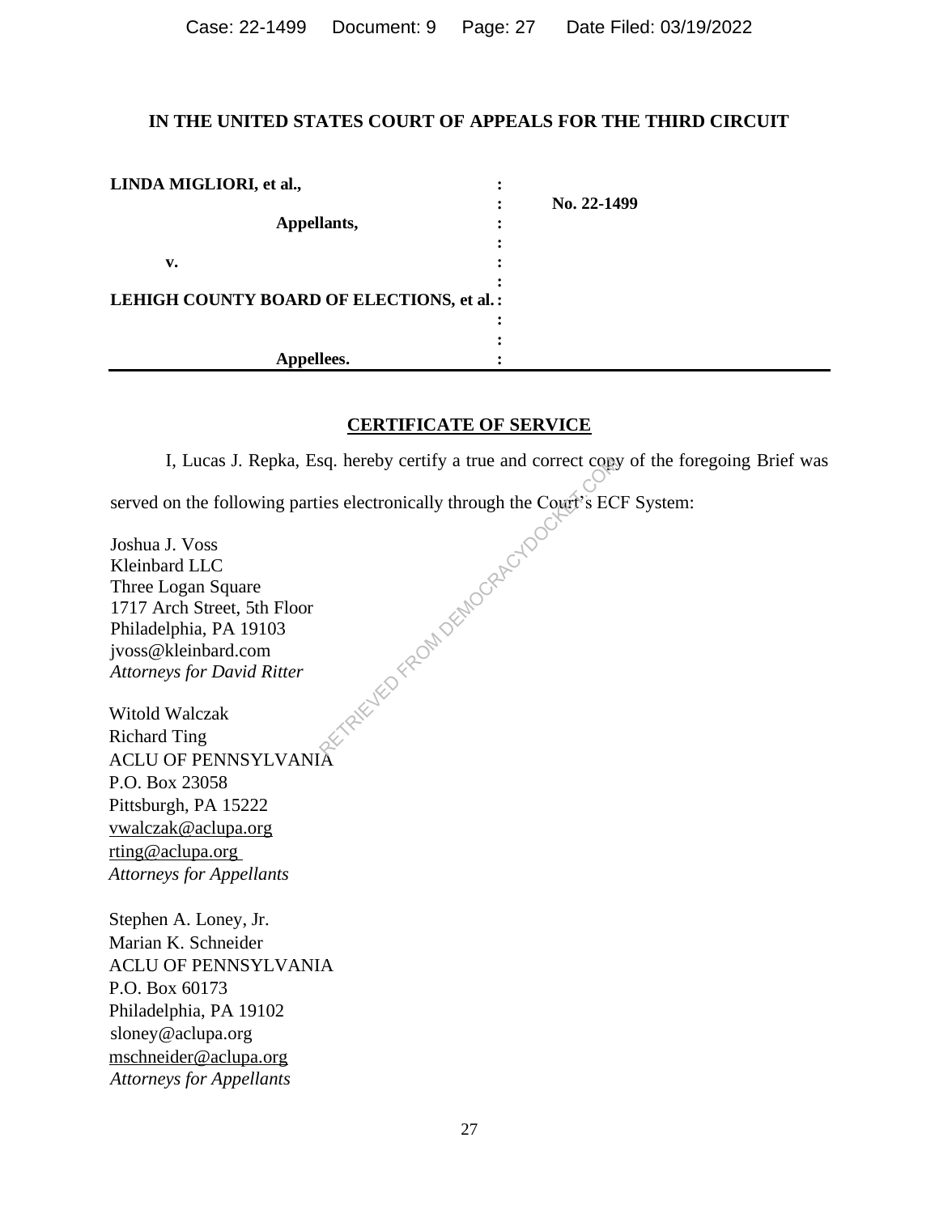**IN THE UNITED STATES COURT OF APPEALS FOR THE THIRD CIRCUIT**

| | | |
|---|---|---|
| **LINDA MIGLIORI, et al.,** | : | |
| | : | **No. 22-1499** |
| **Appellants,** | : | |
| | : | |
| **v.** | : | |
| | : | |
| **LEHIGH COUNTY BOARD OF ELECTIONS, et al.** | : | |
| | : | |
| | : | |
| **Appellees.** | : | |

## CERTIFICATE OF SERVICE

I, Lucas J. Repka, Esq. hereby certify a true and correct copy of the foregoing Brief was served on the following parties electronically through the Court's ECF System:

Joshua J. Voss
Kleinbard LLC
Three Logan Square
1717 Arch Street, 5th Floor
Philadelphia, PA 19103
jvoss@kleinbard.com
*Attorneys for David Ritter*

Witold Walczak
Richard Ting
ACLU OF PENNSYLVANIA
P.O. Box 23058
Pittsburgh, PA 15222
vwalczak@aclupa.org
rting@aclupa.org
*Attorneys for Appellants*

Stephen A. Loney, Jr.
Marian K. Schneider
ACLU OF PENNSYLVANIA
P.O. Box 60173
Philadelphia, PA 19102
sloney@aclupa.org
mschneider@aclupa.org
*Attorneys for Appellants*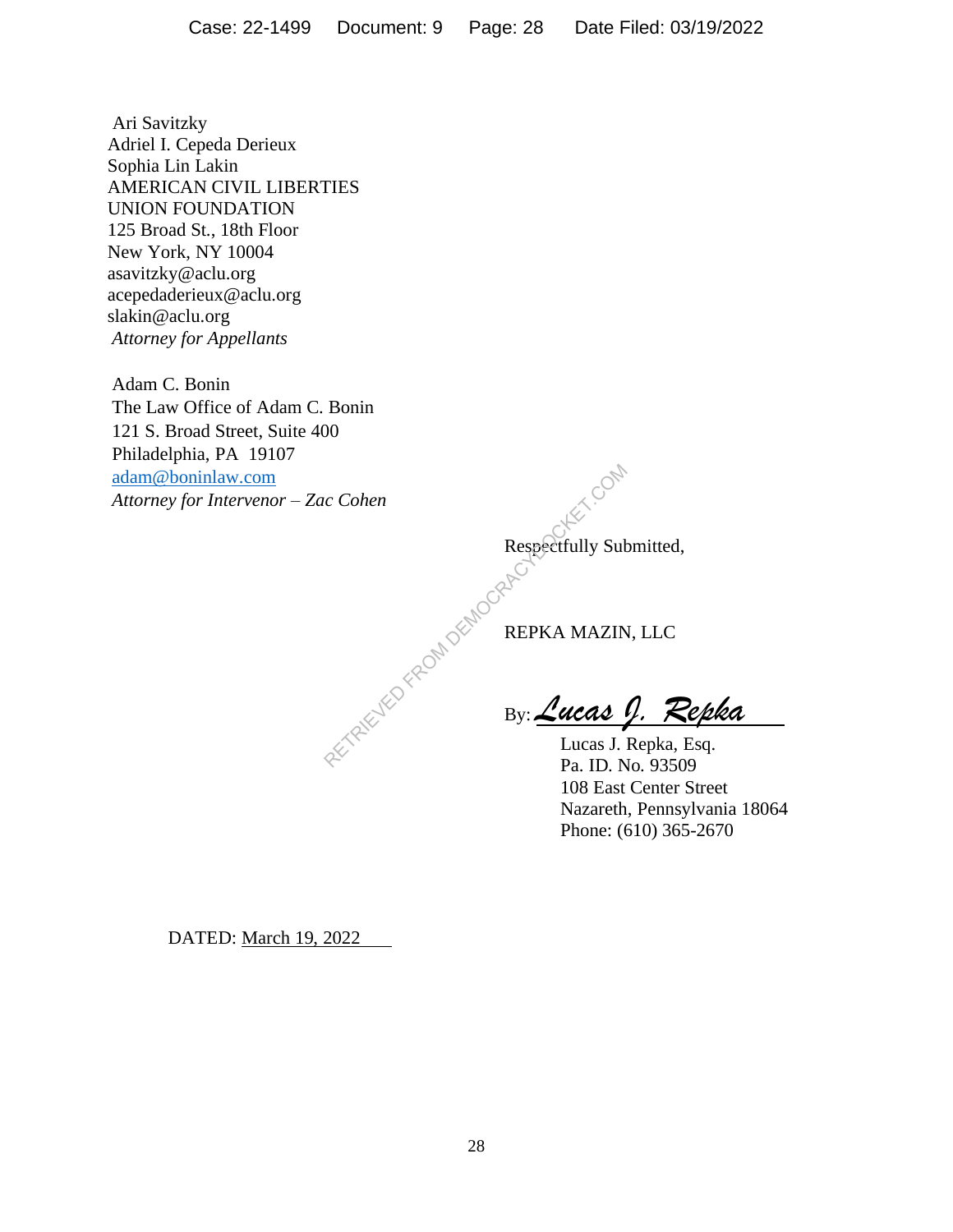Ari Savitzky
Adriel I. Cepeda Derieux
Sophia Lin Lakin
AMERICAN CIVIL LIBERTIES UNION FOUNDATION
125 Broad St., 18th Floor
New York, NY 10004
asavitzky@aclu.org
acepedaderieux@aclu.org
slakin@aclu.org
*Attorney for Appellants*

Adam C. Bonin
The Law Office of Adam C. Bonin
121 S. Broad Street, Suite 400
Philadelphia, PA 19107
adam@boninlaw.com
*Attorney for Intervenor – Zac Cohen*

Respectfully Submitted,

REPKA MAZIN, LLC

By: *Lucas J. Repka*

Lucas J. Repka, Esq.
Pa. ID. No. 93509
108 East Center Street
Nazareth, Pennsylvania 18064
Phone: (610) 365-2670

DATED: March 19, 2022